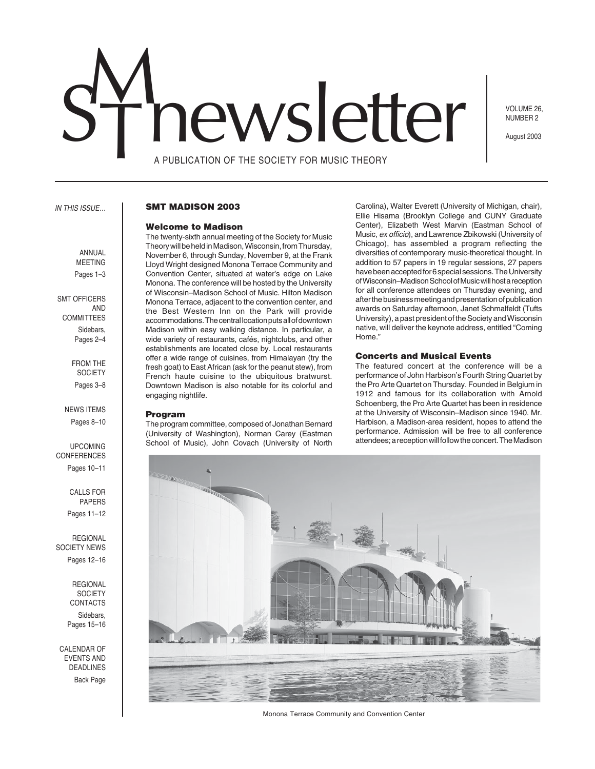# SMT newsletter

A PUBLICATION OF THE SOCIETY FOR MUSIC THEORY

VOLUME 26, NUMBER 2

August 2003

*IN THIS ISSUE…*

ANNUAL MEETING
Pages 1–3

SMT OFFICERS AND COMMITTEES
Sidebars, Pages 2–4

FROM THE SOCIETY
Pages 3–8

NEWS ITEMS
Pages 8–10

UPCOMING CONFERENCES
Pages 10–11

CALLS FOR PAPERS
Pages 11–12

REGIONAL SOCIETY NEWS
Pages 12–16

REGIONAL SOCIETY CONTACTS
Sidebars, Pages 15–16

CALENDAR OF EVENTS AND DEADLINES
Back Page

## SMT MADISON 2003

### Welcome to Madison

The twenty-sixth annual meeting of the Society for Music Theory will be held in Madison, Wisconsin, from Thursday, November 6, through Sunday, November 9, at the Frank Lloyd Wright designed Monona Terrace Community and Convention Center, situated at water's edge on Lake Monona. The conference will be hosted by the University of Wisconsin–Madison School of Music. Hilton Madison Monona Terrace, adjacent to the convention center, and the Best Western Inn on the Park will provide accommodations. The central location puts all of downtown Madison within easy walking distance. In particular, a wide variety of restaurants, cafés, nightclubs, and other establishments are located close by. Local restaurants offer a wide range of cuisines, from Himalayan (try the fresh goat) to East African (ask for the peanut stew), from French haute cuisine to the ubiquitous bratwurst. Downtown Madison is also notable for its colorful and engaging nightlife.

### Program

The program committee, composed of Jonathan Bernard (University of Washington), Norman Carey (Eastman School of Music), John Covach (University of North Carolina), Walter Everett (University of Michigan, chair), Ellie Hisama (Brooklyn College and CUNY Graduate Center), Elizabeth West Marvin (Eastman School of Music, *ex officio*), and Lawrence Zbikowski (University of Chicago), has assembled a program reflecting the diversities of contemporary music-theoretical thought. In addition to 57 papers in 19 regular sessions, 27 papers have been accepted for 6 special sessions. The University of Wisconsin–Madison School of Music will host a reception for all conference attendees on Thursday evening, and after the business meeting and presentation of publication awards on Saturday afternoon, Janet Schmalfeldt (Tufts University), a past president of the Society and Wisconsin native, will deliver the keynote address, entitled "Coming Home."

### Concerts and Musical Events

The featured concert at the conference will be a performance of John Harbison's Fourth String Quartet by the Pro Arte Quartet on Thursday. Founded in Belgium in 1912 and famous for its collaboration with Arnold Schoenberg, the Pro Arte Quartet has been in residence at the University of Wisconsin–Madison since 1940. Mr. Harbison, a Madison-area resident, hopes to attend the performance. Admission will be free to all conference attendees; a reception will follow the concert. The Madison

Monona Terrace Community and Convention Center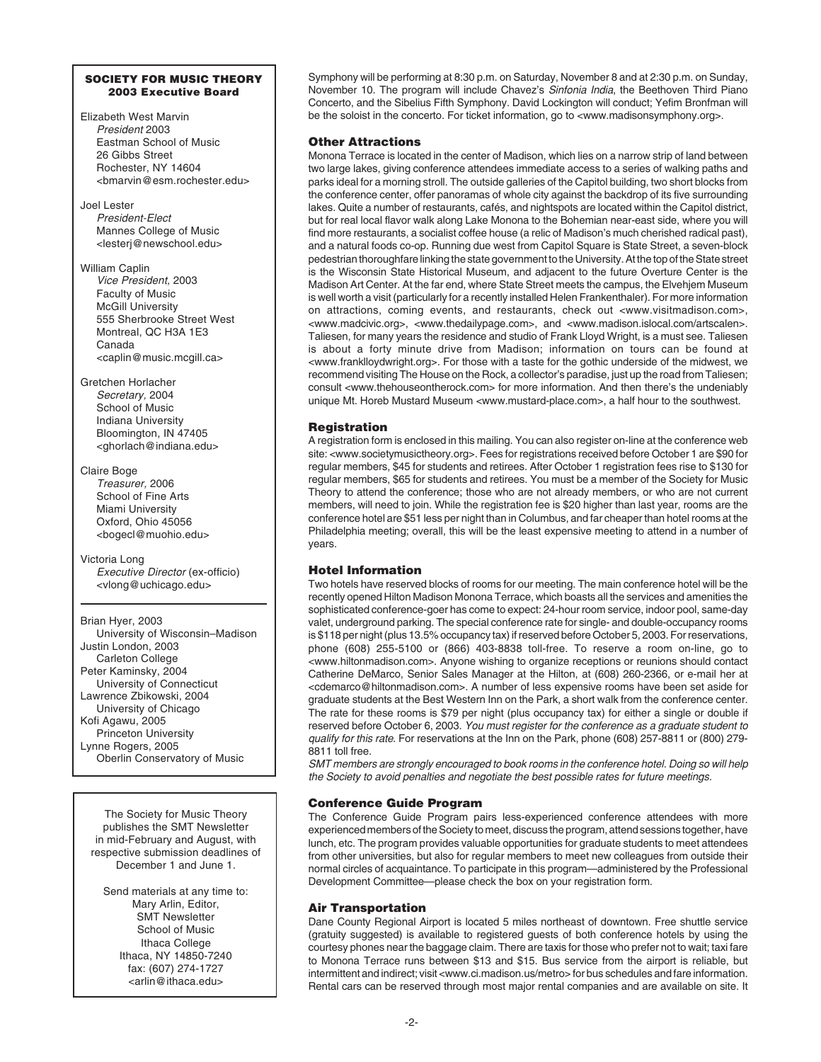**SOCIETY FOR MUSIC THEORY**
**2003 Executive Board**

Elizabeth West Marvin
*President* 2003
Eastman School of Music
26 Gibbs Street
Rochester, NY 14604
<bmarvin@esm.rochester.edu>

Joel Lester
*President-Elect*
Mannes College of Music
<lesterj@newschool.edu>

William Caplin
*Vice President,* 2003
Faculty of Music
McGill University
555 Sherbrooke Street West
Montreal, QC H3A 1E3
Canada
<caplin@music.mcgill.ca>

Gretchen Horlacher
*Secretary,* 2004
School of Music
Indiana University
Bloomington, IN 47405
<ghorlach@indiana.edu>

Claire Boge
*Treasurer,* 2006
School of Fine Arts
Miami University
Oxford, Ohio 45056
<bogecl@muohio.edu>

Victoria Long
*Executive Director* (ex-officio)
<vlong@uchicago.edu>

---

Brian Hyer, 2003
University of Wisconsin–Madison
Justin London, 2003
Carleton College
Peter Kaminsky, 2004
University of Connecticut
Lawrence Zbikowski, 2004
University of Chicago
Kofi Agawu, 2005
Princeton University
Lynne Rogers, 2005
Oberlin Conservatory of Music

---

The Society for Music Theory publishes the SMT Newsletter in mid-February and August, with respective submission deadlines of December 1 and June 1.

Send materials at any time to:
Mary Arlin, Editor,
SMT Newsletter
School of Music
Ithaca College
Ithaca, NY 14850-7240
fax: (607) 274-1727
<arlin@ithaca.edu>

---

Symphony will be performing at 8:30 p.m. on Saturday, November 8 and at 2:30 p.m. on Sunday, November 10. The program will include Chavez's *Sinfonia India*, the Beethoven Third Piano Concerto, and the Sibelius Fifth Symphony. David Lockington will conduct; Yefim Bronfman will be the soloist in the concerto. For ticket information, go to <www.madisonsymphony.org>.

### Other Attractions

Monona Terrace is located in the center of Madison, which lies on a narrow strip of land between two large lakes, giving conference attendees immediate access to a series of walking paths and parks ideal for a morning stroll. The outside galleries of the Capitol building, two short blocks from the conference center, offer panoramas of whole city against the backdrop of its five surrounding lakes. Quite a number of restaurants, cafés, and nightspots are located within the Capitol district, but for real local flavor walk along Lake Monona to the Bohemian near-east side, where you will find more restaurants, a socialist coffee house (a relic of Madison's much cherished radical past), and a natural foods co-op. Running due west from Capitol Square is State Street, a seven-block pedestrian thoroughfare linking the state government to the University. At the top of the State street is the Wisconsin State Historical Museum, and adjacent to the future Overture Center is the Madison Art Center. At the far end, where State Street meets the campus, the Elvehjem Museum is well worth a visit (particularly for a recently installed Helen Frankenthaler). For more information on attractions, coming events, and restaurants, check out <www.visitmadison.com>, <www.madcivic.org>, <www.thedailypage.com>, and <www.madison.islocal.com/artscalen>. Taliesen, for many years the residence and studio of Frank Lloyd Wright, is a must see. Taliesen is about a forty minute drive from Madison; information on tours can be found at <www.franklloydwright.org>. For those with a taste for the gothic underside of the midwest, we recommend visiting The House on the Rock, a collector's paradise, just up the road from Taliesen; consult <www.thehouseontherock.com> for more information. And then there's the undeniably unique Mt. Horeb Mustard Museum <www.mustard-place.com>, a half hour to the southwest.

### Registration

A registration form is enclosed in this mailing. You can also register on-line at the conference web site: <www.societymusictheory.org>. Fees for registrations received before October 1 are $90 for regular members, $45 for students and retirees. After October 1 registration fees rise to $130 for regular members, $65 for students and retirees. You must be a member of the Society for Music Theory to attend the conference; those who are not already members, or who are not current members, will need to join. While the registration fee is $20 higher than last year, rooms are the conference hotel are $51 less per night than in Columbus, and far cheaper than hotel rooms at the Philadelphia meeting; overall, this will be the least expensive meeting to attend in a number of years.

### Hotel Information

Two hotels have reserved blocks of rooms for our meeting. The main conference hotel will be the recently opened Hilton Madison Monona Terrace, which boasts all the services and amenities the sophisticated conference-goer has come to expect: 24-hour room service, indoor pool, same-day valet, underground parking. The special conference rate for single- and double-occupancy rooms is $118 per night (plus 13.5% occupancy tax) if reserved before October 5, 2003. For reservations, phone (608) 255-5100 or (866) 403-8838 toll-free. To reserve a room on-line, go to <www.hiltonmadison.com>. Anyone wishing to organize receptions or reunions should contact Catherine DeMarco, Senior Sales Manager at the Hilton, at (608) 260-2366, or e-mail her at <cdemarco@hiltonmadison.com>. A number of less expensive rooms have been set aside for graduate students at the Best Western Inn on the Park, a short walk from the conference center. The rate for these rooms is $79 per night (plus occupancy tax) for either a single or double if reserved before October 6, 2003. *You must register for the conference as a graduate student to qualify for this rate*. For reservations at the Inn on the Park, phone (608) 257-8811 or (800) 279-8811 toll free.

*SMT members are strongly encouraged to book rooms in the conference hotel. Doing so will help the Society to avoid penalties and negotiate the best possible rates for future meetings.*

### Conference Guide Program

The Conference Guide Program pairs less-experienced conference attendees with more experienced members of the Society to meet, discuss the program, attend sessions together, have lunch, etc. The program provides valuable opportunities for graduate students to meet attendees from other universities, but also for regular members to meet new colleagues from outside their normal circles of acquaintance. To participate in this program—administered by the Professional Development Committee—please check the box on your registration form.

### Air Transportation

Dane County Regional Airport is located 5 miles northeast of downtown. Free shuttle service (gratuity suggested) is available to registered guests of both conference hotels by using the courtesy phones near the baggage claim. There are taxis for those who prefer not to wait; taxi fare to Monona Terrace runs between $13 and $15. Bus service from the airport is reliable, but intermittent and indirect; visit <www.ci.madison.us/metro> for bus schedules and fare information. Rental cars can be reserved through most major rental companies and are available on site. It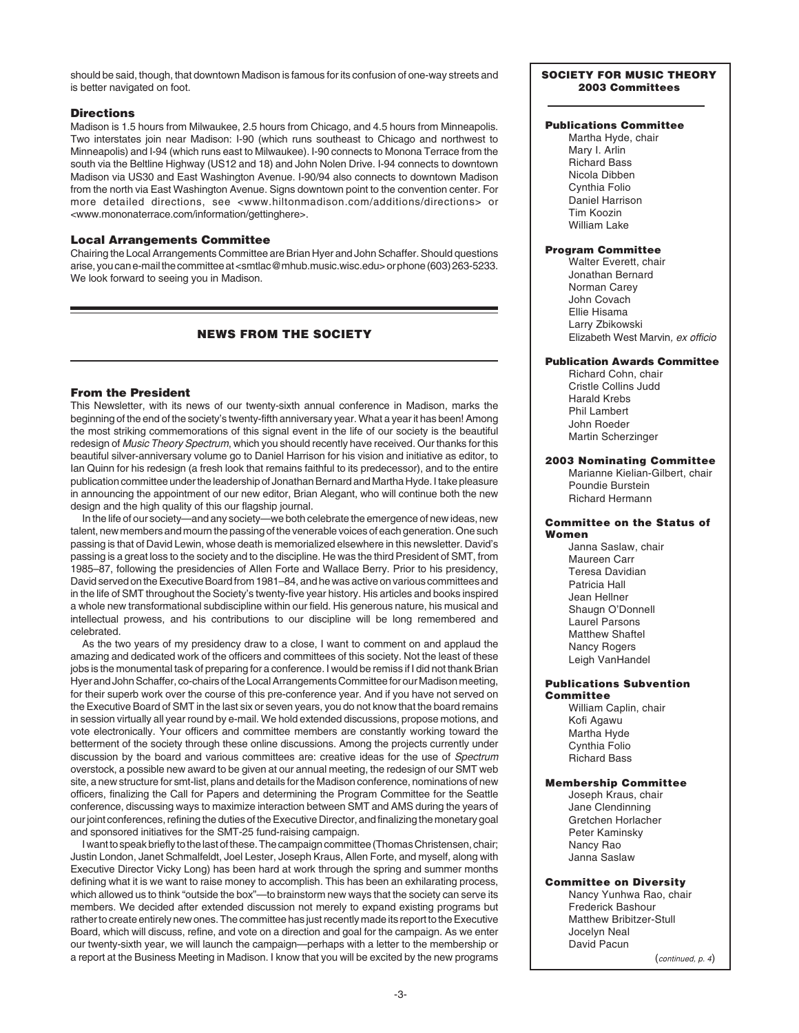should be said, though, that downtown Madison is famous for its confusion of one-way streets and is better navigated on foot.

### Directions

Madison is 1.5 hours from Milwaukee, 2.5 hours from Chicago, and 4.5 hours from Minneapolis. Two interstates join near Madison: I-90 (which runs southeast to Chicago and northwest to Minneapolis) and I-94 (which runs east to Milwaukee). I-90 connects to Monona Terrace from the south via the Beltline Highway (US12 and 18) and John Nolen Drive. I-94 connects to downtown Madison via US30 and East Washington Avenue. I-90/94 also connects to downtown Madison from the north via East Washington Avenue. Signs downtown point to the convention center. For more detailed directions, see <www.hiltonmadison.com/additions/directions> or <www.mononaterrace.com/information/gettinghere>.

### Local Arrangements Committee

Chairing the Local Arrangements Committee are Brian Hyer and John Schaffer. Should questions arise, you can e-mail the committee at <smtlac@mhub.music.wisc.edu> or phone (603) 263-5233. We look forward to seeing you in Madison.

## NEWS FROM THE SOCIETY

### From the President

This Newsletter, with its news of our twenty-sixth annual conference in Madison, marks the beginning of the end of the society's twenty-fifth anniversary year. What a year it has been! Among the most striking commemorations of this signal event in the life of our society is the beautiful redesign of *Music Theory Spectrum*, which you should recently have received. Our thanks for this beautiful silver-anniversary volume go to Daniel Harrison for his vision and initiative as editor, to Ian Quinn for his redesign (a fresh look that remains faithful to its predecessor), and to the entire publication committee under the leadership of Jonathan Bernard and Martha Hyde. I take pleasure in announcing the appointment of our new editor, Brian Alegant, who will continue both the new design and the high quality of this our flagship journal.

In the life of our society—and any society—we both celebrate the emergence of new ideas, new talent, new members and mourn the passing of the venerable voices of each generation. One such passing is that of David Lewin, whose death is memorialized elsewhere in this newsletter. David's passing is a great loss to the society and to the discipline. He was the third President of SMT, from 1985–87, following the presidencies of Allen Forte and Wallace Berry. Prior to his presidency, David served on the Executive Board from 1981–84, and he was active on various committees and in the life of SMT throughout the Society's twenty-five year history. His articles and books inspired a whole new transformational subdiscipline within our field. His generous nature, his musical and intellectual prowess, and his contributions to our discipline will be long remembered and celebrated.

As the two years of my presidency draw to a close, I want to comment on and applaud the amazing and dedicated work of the officers and committees of this society. Not the least of these jobs is the monumental task of preparing for a conference. I would be remiss if I did not thank Brian Hyer and John Schaffer, co-chairs of the Local Arrangements Committee for our Madison meeting, for their superb work over the course of this pre-conference year. And if you have not served on the Executive Board of SMT in the last six or seven years, you do not know that the board remains in session virtually all year round by e-mail. We hold extended discussions, propose motions, and vote electronically. Your officers and committee members are constantly working toward the betterment of the society through these online discussions. Among the projects currently under discussion by the board and various committees are: creative ideas for the use of *Spectrum* overstock, a possible new award to be given at our annual meeting, the redesign of our SMT web site, a new structure for smt-list, plans and details for the Madison conference, nominations of new officers, finalizing the Call for Papers and determining the Program Committee for the Seattle conference, discussing ways to maximize interaction between SMT and AMS during the years of our joint conferences, refining the duties of the Executive Director, and finalizing the monetary goal and sponsored initiatives for the SMT-25 fund-raising campaign.

I want to speak briefly to the last of these. The campaign committee (Thomas Christensen, chair; Justin London, Janet Schmalfeldt, Joel Lester, Joseph Kraus, Allen Forte, and myself, along with Executive Director Vicky Long) has been hard at work through the spring and summer months defining what it is we want to raise money to accomplish. This has been an exhilarating process, which allowed us to think "outside the box"—to brainstorm new ways that the society can serve its members. We decided after extended discussion not merely to expand existing programs but rather to create entirely new ones. The committee has just recently made its report to the Executive Board, which will discuss, refine, and vote on a direction and goal for the campaign. As we enter our twenty-sixth year, we will launch the campaign—perhaps with a letter to the membership or a report at the Business Meeting in Madison. I know that you will be excited by the new programs

---

**SOCIETY FOR MUSIC THEORY**
**2003 Committees**

**Publications Committee**
Martha Hyde, chair
Mary I. Arlin
Richard Bass
Nicola Dibben
Cynthia Folio
Daniel Harrison
Tim Koozin
William Lake

**Program Committee**
Walter Everett, chair
Jonathan Bernard
Norman Carey
John Covach
Ellie Hisama
Larry Zbikowski
Elizabeth West Marvin, *ex officio*

**Publication Awards Committee**
Richard Cohn, chair
Cristle Collins Judd
Harald Krebs
Phil Lambert
John Roeder
Martin Scherzinger

**2003 Nominating Committee**
Marianne Kielian-Gilbert, chair
Poundie Burstein
Richard Hermann

**Committee on the Status of Women**
Janna Saslaw, chair
Maureen Carr
Teresa Davidian
Patricia Hall
Jean Hellner
Shaugn O'Donnell
Laurel Parsons
Matthew Shaftel
Nancy Rogers
Leigh VanHandel

**Publications Subvention Committee**
William Caplin, chair
Kofi Agawu
Martha Hyde
Cynthia Folio
Richard Bass

**Membership Committee**
Joseph Kraus, chair
Jane Clendinning
Gretchen Horlacher
Peter Kaminsky
Nancy Rao
Janna Saslaw

**Committee on Diversity**
Nancy Yunhwa Rao, chair
Frederick Bashour
Matthew Bribitzer-Stull
Jocelyn Neal
David Pacun

(*continued, p. 4*)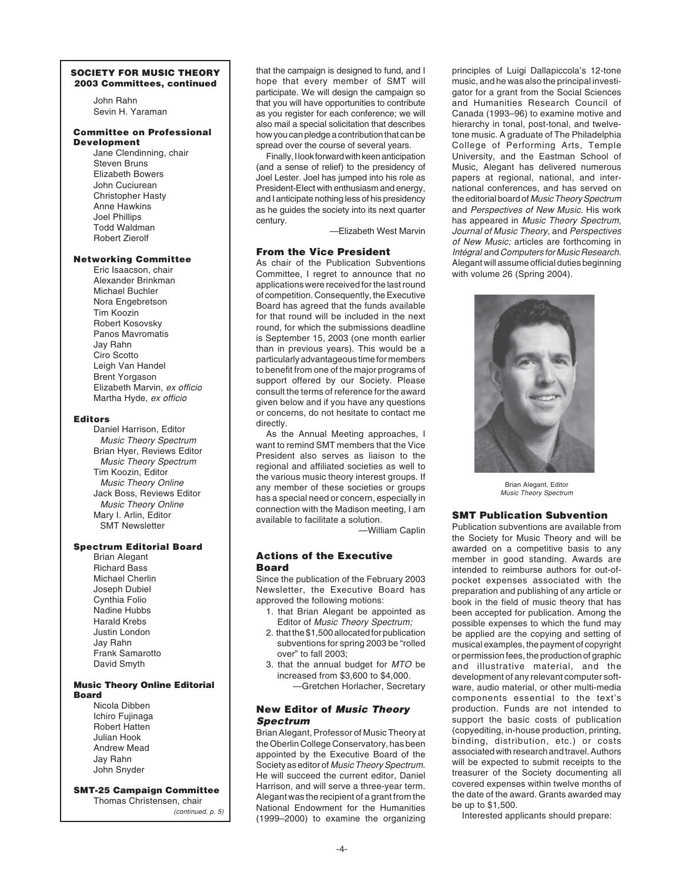**SOCIETY FOR MUSIC THEORY 2003 Committees, continued**

John Rahn
Sevin H. Yaraman

**Committee on Professional Development**

Jane Clendinning, chair
Steven Bruns
Elizabeth Bowers
John Cuciurean
Christopher Hasty
Anne Hawkins
Joel Phillips
Todd Waldman
Robert Zierolf

**Networking Committee**

Eric Isaacson, chair
Alexander Brinkman
Michael Buchler
Nora Engebretson
Tim Koozin
Robert Kosovsky
Panos Mavromatis
Jay Rahn
Ciro Scotto
Leigh Van Handel
Brent Yorgason
Elizabeth Marvin, *ex officio*
Martha Hyde, *ex officio*

**Editors**

Daniel Harrison, Editor
*Music Theory Spectrum*
Brian Hyer, Reviews Editor
*Music Theory Spectrum*
Tim Koozin, Editor
*Music Theory Online*
Jack Boss, Reviews Editor
*Music Theory Online*
Mary I. Arlin, Editor
SMT Newsletter

**Spectrum Editorial Board**

Brian Alegant
Richard Bass
Michael Cherlin
Joseph Dubiel
Cynthia Folio
Nadine Hubbs
Harald Krebs
Justin London
Jay Rahn
Frank Samarotto
David Smyth

**Music Theory Online Editorial Board**

Nicola Dibben
Ichiro Fujinaga
Robert Hatten
Julian Hook
Andrew Mead
Jay Rahn
John Snyder

**SMT-25 Campaign Committee**

Thomas Christensen, chair

*(continued, p. 5)*

that the campaign is designed to fund, and I hope that every member of SMT will participate. We will design the campaign so that you will have opportunities to contribute as you register for each conference; we will also mail a special solicitation that describes how you can pledge a contribution that can be spread over the course of several years.

Finally, I look forward with keen anticipation (and a sense of relief) to the presidency of Joel Lester. Joel has jumped into his role as President-Elect with enthusiasm and energy, and I anticipate nothing less of his presidency as he guides the society into its next quarter century.

—Elizabeth West Marvin

### From the Vice President

As chair of the Publication Subventions Committee, I regret to announce that no applications were received for the last round of competition. Consequently, the Executive Board has agreed that the funds available for that round will be included in the next round, for which the submissions deadline is September 15, 2003 (one month earlier than in previous years). This would be a particularly advantageous time for members to benefit from one of the major programs of support offered by our Society. Please consult the terms of reference for the award given below and if you have any questions or concerns, do not hesitate to contact me directly.

As the Annual Meeting approaches, I want to remind SMT members that the Vice President also serves as liaison to the regional and affiliated societies as well to the various music theory interest groups. If any member of these societies or groups has a special need or concern, especially in connection with the Madison meeting, I am available to facilitate a solution.

—William Caplin

### Actions of the Executive Board

Since the publication of the February 2003 Newsletter, the Executive Board has approved the following motions:

1. that Brian Alegant be appointed as Editor of *Music Theory Spectrum;*
2. that the $1,500 allocated for publication subventions for spring 2003 be "rolled over" to fall 2003;
3. that the annual budget for *MTO* be increased from $3,600 to $4,000.

—Gretchen Horlacher, Secretary

### New Editor of *Music Theory Spectrum*

Brian Alegant, Professor of Music Theory at the Oberlin College Conservatory, has been appointed by the Executive Board of the Society as editor of *Music Theory Spectrum*. He will succeed the current editor, Daniel Harrison, and will serve a three-year term. Alegant was the recipient of a grant from the National Endowment for the Humanities (1999–2000) to examine the organizing principles of Luigi Dallapiccola's 12-tone music, and he was also the principal investigator for a grant from the Social Sciences and Humanities Research Council of Canada (1993–96) to examine motive and hierarchy in tonal, post-tonal, and twelve-tone music. A graduate of The Philadelphia College of Performing Arts, Temple University, and the Eastman School of Music, Alegant has delivered numerous papers at regional, national, and international conferences, and has served on the editorial board of *Music Theory Spectrum* and *Perspectives of New Music.* His work has appeared in *Music Theory Spectrum, Journal of Music Theory*, and *Perspectives of New Music;* articles are forthcoming in *Intégral* and *Computers for Music Research*. Alegant will assume official duties beginning with volume 26 (Spring 2004).

Brian Alegant, Editor
*Music Theory Spectrum*

### SMT Publication Subvention

Publication subventions are available from the Society for Music Theory and will be awarded on a competitive basis to any member in good standing. Awards are intended to reimburse authors for out-of-pocket expenses associated with the preparation and publishing of any article or book in the field of music theory that has been accepted for publication. Among the possible expenses to which the fund may be applied are the copying and setting of musical examples, the payment of copyright or permission fees, the production of graphic and illustrative material, and the development of any relevant computer software, audio material, or other multi-media components essential to the text's production. Funds are not intended to support the basic costs of publication (copyediting, in-house production, printing, binding, distribution, etc.) or costs associated with research and travel. Authors will be expected to submit receipts to the treasurer of the Society documenting all covered expenses within twelve months of the date of the award. Grants awarded may be up to $1,500.

Interested applicants should prepare: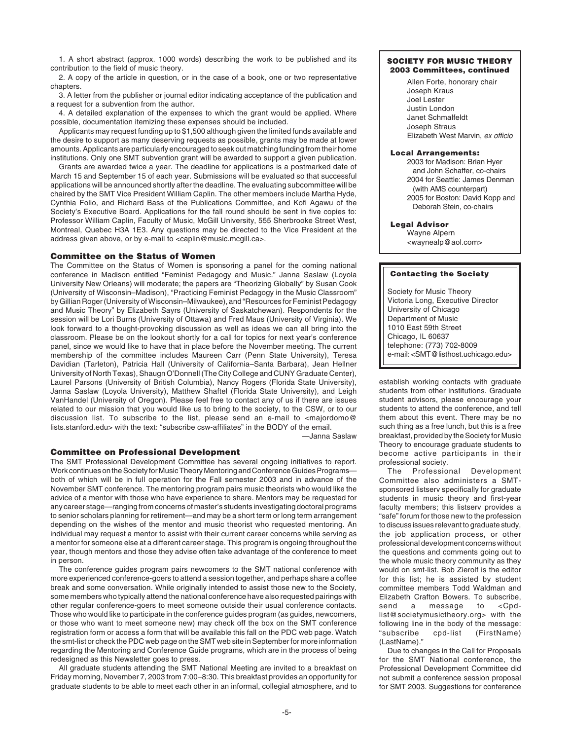1. A short abstract (approx. 1000 words) describing the work to be published and its contribution to the field of music theory.

2. A copy of the article in question, or in the case of a book, one or two representative chapters.

3. A letter from the publisher or journal editor indicating acceptance of the publication and a request for a subvention from the author.

4. A detailed explanation of the expenses to which the grant would be applied. Where possible, documentation itemizing these expenses should be included.

Applicants may request funding up to $1,500 although given the limited funds available and the desire to support as many deserving requests as possible, grants may be made at lower amounts. Applicants are particularly encouraged to seek out matching funding from their home institutions. Only one SMT subvention grant will be awarded to support a given publication.

Grants are awarded twice a year. The deadline for applications is a postmarked date of March 15 and September 15 of each year. Submissions will be evaluated so that successful applications will be announced shortly after the deadline. The evaluating subcommittee will be chaired by the SMT Vice President William Caplin. The other members include Martha Hyde, Cynthia Folio, and Richard Bass of the Publications Committee, and Kofi Agawu of the Society's Executive Board. Applications for the fall round should be sent in five copies to: Professor William Caplin, Faculty of Music, McGill University, 555 Sherbrooke Street West, Montreal, Quebec H3A 1E3. Any questions may be directed to the Vice President at the address given above, or by e-mail to <caplin@music.mcgill.ca>.

### Committee on the Status of Women

The Committee on the Status of Women is sponsoring a panel for the coming national conference in Madison entitled "Feminist Pedagogy and Music." Janna Saslaw (Loyola University New Orleans) will moderate; the papers are "Theorizing Globally" by Susan Cook (University of Wisconsin–Madison), "Practicing Feminist Pedagogy in the Music Classroom" by Gillian Roger (University of Wisconsin–Milwaukee), and "Resources for Feminist Pedagogy and Music Theory" by Elizabeth Sayrs (University of Saskatchewan). Respondents for the session will be Lori Burns (University of Ottawa) and Fred Maus (University of Virginia). We look forward to a thought-provoking discussion as well as ideas we can all bring into the classroom. Please be on the lookout shortly for a call for topics for next year's conference panel, since we would like to have that in place before the November meeting. The current membership of the committee includes Maureen Carr (Penn State University), Teresa Davidian (Tarleton), Patricia Hall (University of California–Santa Barbara), Jean Hellner University of North Texas), Shaugn O'Donnell (The City College and CUNY Graduate Center), Laurel Parsons (University of British Columbia), Nancy Rogers (Florida State University), Janna Saslaw (Loyola University), Matthew Shaftel (Florida State University), and Leigh VanHandel (University of Oregon). Please feel free to contact any of us if there are issues related to our mission that you would like us to bring to the society, to the CSW, or to our discussion list. To subscribe to the list, please send an e-mail to <majordomo@lists.stanford.edu> with the text: "subscribe csw-affiliates" in the BODY of the email.

—Janna Saslaw

### Committee on Professional Development

The SMT Professional Development Committee has several ongoing initiatives to report. Work continues on the Society for Music Theory Mentoring and Conference Guides Programs—both of which will be in full operation for the Fall semester 2003 and in advance of the November SMT conference. The mentoring program pairs music theorists who would like the advice of a mentor with those who have experience to share. Mentors may be requested for any career stage—ranging from concerns of master's students investigating doctoral programs to senior scholars planning for retirement—and may be a short term or long term arrangement depending on the wishes of the mentor and music theorist who requested mentoring. An individual may request a mentor to assist with their current career concerns while serving as a mentor for someone else at a different career stage. This program is ongoing throughout the year, though mentors and those they advise often take advantage of the conference to meet in person.

The conference guides program pairs newcomers to the SMT national conference with more experienced conference-goers to attend a session together, and perhaps share a coffee break and some conversation. While originally intended to assist those new to the Society, some members who typically attend the national conference have also requested pairings with other regular conference-goers to meet someone outside their usual conference contacts. Those who would like to participate in the conference guides program (as guides, newcomers, or those who want to meet someone new) may check off the box on the SMT conference registration form or access a form that will be available this fall on the PDC web page. Watch the smt-list or check the PDC web page on the SMT web site in September for more information regarding the Mentoring and Conference Guide programs, which are in the process of being redesigned as this Newsletter goes to press.

All graduate students attending the SMT National Meeting are invited to a breakfast on Friday morning, November 7, 2003 from 7:00–8:30. This breakfast provides an opportunity for graduate students to be able to meet each other in an informal, collegial atmosphere, and to establish working contacts with graduate students from other institutions. Graduate student advisors, please encourage your students to attend the conference, and tell them about this event. There may be no such thing as a free lunch, but this is a free breakfast, provided by the Society for Music Theory to encourage graduate students to become active participants in their professional society.

The Professional Development Committee also administers a SMT-sponsored listserv specifically for graduate students in music theory and first-year faculty members; this listserv provides a "safe" forum for those new to the profession to discuss issues relevant to graduate study, the job application process, or other professional development concerns without the questions and comments going out to the whole music theory community as they would on smt-list. Bob Zierolf is the editor for this list; he is assisted by student committee members Todd Waldman and Elizabeth Crafton Bowers. To subscribe, send a message to <Cpd-list@societymusictheory.org> with the following line in the body of the message: "subscribe cpd-list (FirstName) (LastName)."

Due to changes in the Call for Proposals for the SMT National conference, the Professional Development Committee did not submit a conference session proposal for SMT 2003. Suggestions for conference

---

**SOCIETY FOR MUSIC THEORY**
**2003 Committees, continued**

Allen Forte, honorary chair
Joseph Kraus
Joel Lester
Justin London
Janet Schmalfeldt
Joseph Straus
Elizabeth West Marvin, *ex officio*

**Local Arrangements:**

2003 for Madison: Brian Hyer and John Schaffer, co-chairs
2004 for Seattle: James Denman (with AMS counterpart)
2005 for Boston: David Kopp and Deborah Stein, co-chairs

**Legal Advisor**

Wayne Alpern
<waynealp@aol.com>

---

**Contacting the Society**

Society for Music Theory
Victoria Long, Executive Director
University of Chicago
Department of Music
1010 East 59th Street
Chicago, IL 60637
telephone: (773) 702-8009
e-mail: <SMT@listhost.uchicago.edu>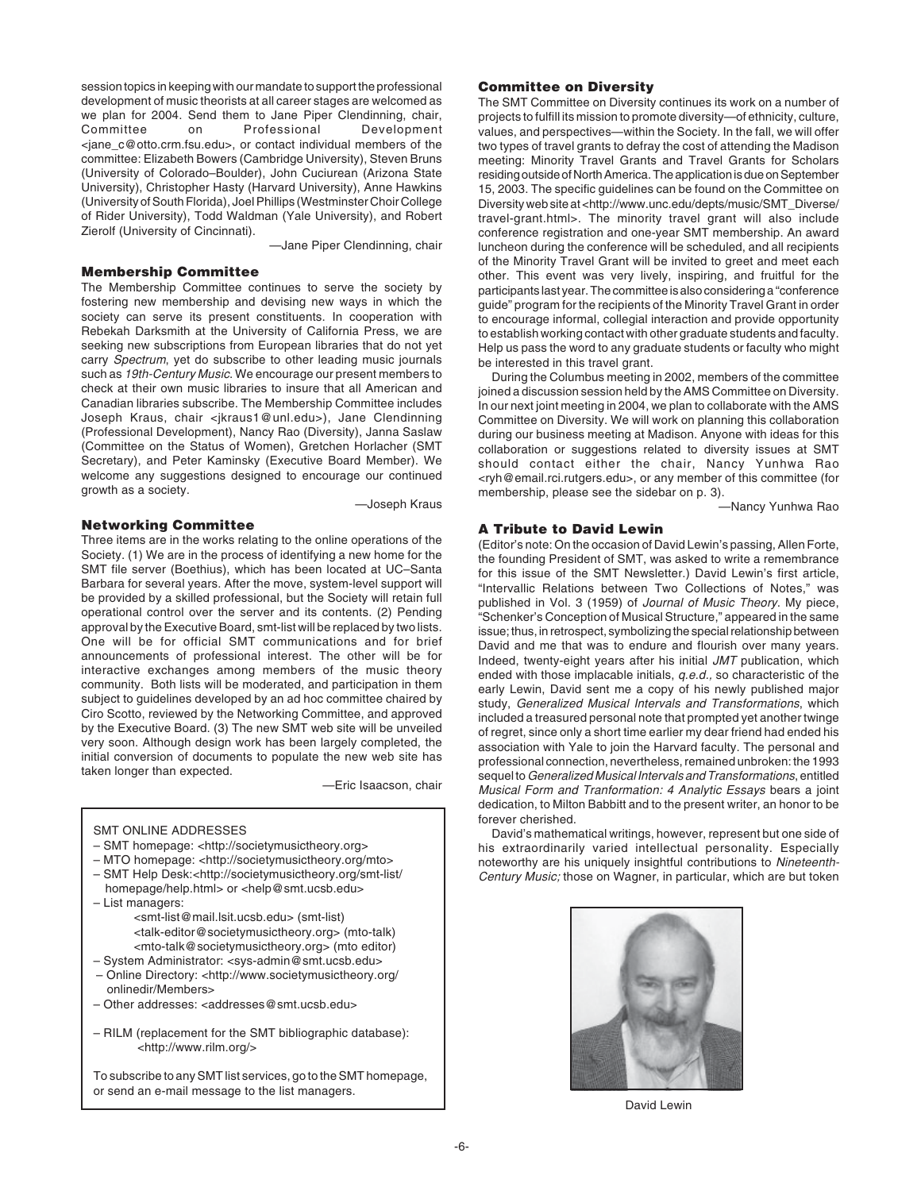session topics in keeping with our mandate to support the professional development of music theorists at all career stages are welcomed as we plan for 2004. Send them to Jane Piper Clendinning, chair, Committee on Professional Development <jane_c@otto.crm.fsu.edu>, or contact individual members of the committee: Elizabeth Bowers (Cambridge University), Steven Bruns (University of Colorado–Boulder), John Cuciurean (Arizona State University), Christopher Hasty (Harvard University), Anne Hawkins (University of South Florida), Joel Phillips (Westminster Choir College of Rider University), Todd Waldman (Yale University), and Robert Zierolf (University of Cincinnati).

—Jane Piper Clendinning, chair

### Membership Committee

The Membership Committee continues to serve the society by fostering new membership and devising new ways in which the society can serve its present constituents. In cooperation with Rebekah Darksmith at the University of California Press, we are seeking new subscriptions from European libraries that do not yet carry *Spectrum*, yet do subscribe to other leading music journals such as *19th-Century Music*. We encourage our present members to check at their own music libraries to insure that all American and Canadian libraries subscribe. The Membership Committee includes Joseph Kraus, chair <jkraus1@unl.edu>), Jane Clendinning (Professional Development), Nancy Rao (Diversity), Janna Saslaw (Committee on the Status of Women), Gretchen Horlacher (SMT Secretary), and Peter Kaminsky (Executive Board Member). We welcome any suggestions designed to encourage our continued growth as a society.

—Joseph Kraus

### Networking Committee

Three items are in the works relating to the online operations of the Society. (1) We are in the process of identifying a new home for the SMT file server (Boethius), which has been located at UC–Santa Barbara for several years. After the move, system-level support will be provided by a skilled professional, but the Society will retain full operational control over the server and its contents. (2) Pending approval by the Executive Board, smt-list will be replaced by two lists. One will be for official SMT communications and for brief announcements of professional interest. The other will be for interactive exchanges among members of the music theory community. Both lists will be moderated, and participation in them subject to guidelines developed by an ad hoc committee chaired by Ciro Scotto, reviewed by the Networking Committee, and approved by the Executive Board. (3) The new SMT web site will be unveiled very soon. Although design work has been largely completed, the initial conversion of documents to populate the new web site has taken longer than expected.

—Eric Isaacson, chair

> SMT ONLINE ADDRESSES
> - SMT homepage: <http://societymusictheory.org>
> - MTO homepage: <http://societymusictheory.org/mto>
> - SMT Help Desk:<http://societymusictheory.org/smt-list/homepage/help.html> or <help@smt.ucsb.edu>
> - List managers:
>   <smt-list@mail.lsit.ucsb.edu> (smt-list)
>   <talk-editor@societymusictheory.org> (mto-talk)
>   <mto-talk@societymusictheory.org> (mto editor)
> - System Administrator: <sys-admin@smt.ucsb.edu>
> - Online Directory: <http://www.societymusictheory.org/onlinedir/Members>
> - Other addresses: <addresses@smt.ucsb.edu>
>
> - RILM (replacement for the SMT bibliographic database): <http://www.rilm.org/>
>
> To subscribe to any SMT list services, go to the SMT homepage, or send an e-mail message to the list managers.

### Committee on Diversity

The SMT Committee on Diversity continues its work on a number of projects to fulfill its mission to promote diversity—of ethnicity, culture, values, and perspectives—within the Society. In the fall, we will offer two types of travel grants to defray the cost of attending the Madison meeting: Minority Travel Grants and Travel Grants for Scholars residing outside of North America. The application is due on September 15, 2003. The specific guidelines can be found on the Committee on Diversity web site at <http://www.unc.edu/depts/music/SMT_Diverse/travel-grant.html>. The minority travel grant will also include conference registration and one-year SMT membership. An award luncheon during the conference will be scheduled, and all recipients of the Minority Travel Grant will be invited to greet and meet each other. This event was very lively, inspiring, and fruitful for the participants last year. The committee is also considering a "conference guide" program for the recipients of the Minority Travel Grant in order to encourage informal, collegial interaction and provide opportunity to establish working contact with other graduate students and faculty. Help us pass the word to any graduate students or faculty who might be interested in this travel grant.

During the Columbus meeting in 2002, members of the committee joined a discussion session held by the AMS Committee on Diversity. In our next joint meeting in 2004, we plan to collaborate with the AMS Committee on Diversity. We will work on planning this collaboration during our business meeting at Madison. Anyone with ideas for this collaboration or suggestions related to diversity issues at SMT should contact either the chair, Nancy Yunhwa Rao <ryh@email.rci.rutgers.edu>, or any member of this committee (for membership, please see the sidebar on p. 3).

—Nancy Yunhwa Rao

### A Tribute to David Lewin

(Editor's note: On the occasion of David Lewin's passing, Allen Forte, the founding President of SMT, was asked to write a remembrance for this issue of the SMT Newsletter.) David Lewin's first article, "Intervallic Relations between Two Collections of Notes," was published in Vol. 3 (1959) of *Journal of Music Theory*. My piece, "Schenker's Conception of Musical Structure," appeared in the same issue; thus, in retrospect, symbolizing the special relationship between David and me that was to endure and flourish over many years. Indeed, twenty-eight years after his initial *JMT* publication, which ended with those implacable initials, *q.e.d.,* so characteristic of the early Lewin, David sent me a copy of his newly published major study, *Generalized Musical Intervals and Transformations,* which included a treasured personal note that prompted yet another twinge of regret, since only a short time earlier my dear friend had ended his association with Yale to join the Harvard faculty. The personal and professional connection, nevertheless, remained unbroken: the 1993 sequel to *Generalized Musical Intervals and Transformations*, entitled *Musical Form and Tranformation: 4 Analytic Essays* bears a joint dedication, to Milton Babbitt and to the present writer, an honor to be forever cherished.

David's mathematical writings, however, represent but one side of his extraordinarily varied intellectual personality. Especially noteworthy are his uniquely insightful contributions to *Nineteenth-Century Music;* those on Wagner, in particular, which are but token

David Lewin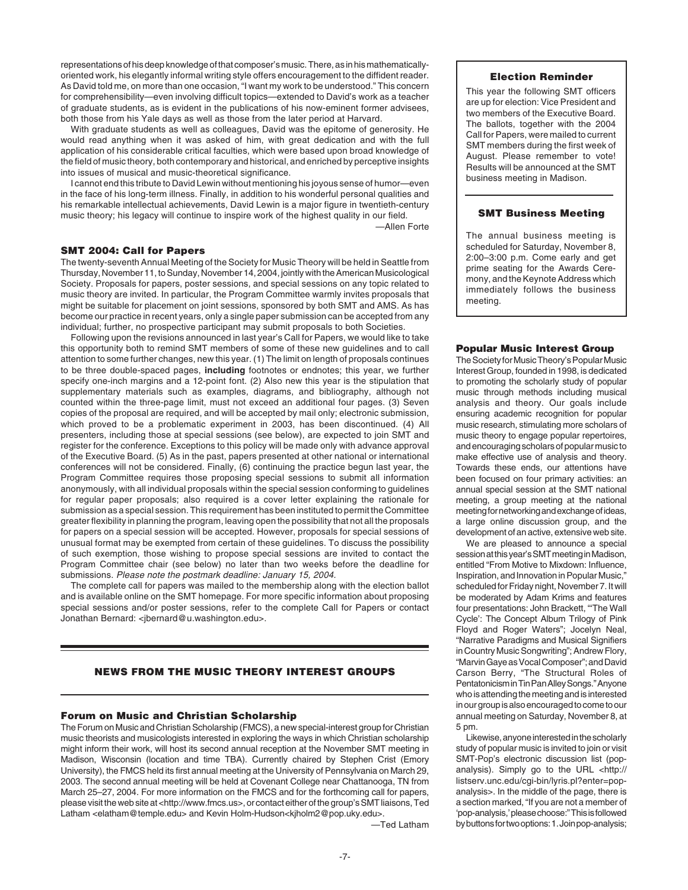representations of his deep knowledge of that composer's music. There, as in his mathematically-oriented work, his elegantly informal writing style offers encouragement to the diffident reader. As David told me, on more than one occasion, "I want my work to be understood." This concern for comprehensibility—even involving difficult topics—extended to David's work as a teacher of graduate students, as is evident in the publications of his now-eminent former advisees, both those from his Yale days as well as those from the later period at Harvard.

With graduate students as well as colleagues, David was the epitome of generosity. He would read anything when it was asked of him, with great dedication and with the full application of his considerable critical faculties, which were based upon broad knowledge of the field of music theory, both contemporary and historical, and enriched by perceptive insights into issues of musical and music-theoretical significance.

I cannot end this tribute to David Lewin without mentioning his joyous sense of humor—even in the face of his long-term illness. Finally, in addition to his wonderful personal qualities and his remarkable intellectual achievements, David Lewin is a major figure in twentieth-century music theory; his legacy will continue to inspire work of the highest quality in our field.

—Allen Forte

### SMT 2004: Call for Papers

The twenty-seventh Annual Meeting of the Society for Music Theory will be held in Seattle from Thursday, November 11, to Sunday, November 14, 2004, jointly with the American Musicological Society. Proposals for papers, poster sessions, and special sessions on any topic related to music theory are invited. In particular, the Program Committee warmly invites proposals that might be suitable for placement on joint sessions, sponsored by both SMT and AMS. As has become our practice in recent years, only a single paper submission can be accepted from any individual; further, no prospective participant may submit proposals to both Societies.

Following upon the revisions announced in last year's Call for Papers, we would like to take this opportunity both to remind SMT members of some of these new guidelines and to call attention to some further changes, new this year. (1) The limit on length of proposals continues to be three double-spaced pages, **including** footnotes or endnotes; this year, we further specify one-inch margins and a 12-point font. (2) Also new this year is the stipulation that supplementary materials such as examples, diagrams, and bibliography, although not counted within the three-page limit, must not exceed an additional four pages. (3) Seven copies of the proposal are required, and will be accepted by mail only; electronic submission, which proved to be a problematic experiment in 2003, has been discontinued. (4) All presenters, including those at special sessions (see below), are expected to join SMT and register for the conference. Exceptions to this policy will be made only with advance approval of the Executive Board. (5) As in the past, papers presented at other national or international conferences will not be considered. Finally, (6) continuing the practice begun last year, the Program Committee requires those proposing special sessions to submit all information anonymously, with all individual proposals within the special session conforming to guidelines for regular paper proposals; also required is a cover letter explaining the rationale for submission as a special session. This requirement has been instituted to permit the Committee greater flexibility in planning the program, leaving open the possibility that not all the proposals for papers on a special session will be accepted. However, proposals for special sessions of unusual format may be exempted from certain of these guidelines. To discuss the possibility of such exemption, those wishing to propose special sessions are invited to contact the Program Committee chair (see below) no later than two weeks before the deadline for submissions. *Please note the postmark deadline: January 15, 2004.*

The complete call for papers was mailed to the membership along with the election ballot and is available online on the SMT homepage. For more specific information about proposing special sessions and/or poster sessions, refer to the complete Call for Papers or contact Jonathan Bernard: <jbernard@u.washington.edu>.

## NEWS FROM THE MUSIC THEORY INTEREST GROUPS

### Forum on Music and Christian Scholarship

The Forum on Music and Christian Scholarship (FMCS), a new special-interest group for Christian music theorists and musicologists interested in exploring the ways in which Christian scholarship might inform their work, will host its second annual reception at the November SMT meeting in Madison, Wisconsin (location and time TBA). Currently chaired by Stephen Crist (Emory University), the FMCS held its first annual meeting at the University of Pennsylvania on March 29, 2003. The second annual meeting will be held at Covenant College near Chattanooga, TN from March 25–27, 2004. For more information on the FMCS and for the forthcoming call for papers, please visit the web site at <http://www.fmcs.us>, or contact either of the group's SMT liaisons, Ted Latham <elatham@temple.edu> and Kevin Holm-Hudson<kjholm2@pop.uky.edu>.

—Ted Latham

### Election Reminder

This year the following SMT officers are up for election: Vice President and two members of the Executive Board. The ballots, together with the 2004 Call for Papers, were mailed to current SMT members during the first week of August. Please remember to vote! Results will be announced at the SMT business meeting in Madison.

### SMT Business Meeting

The annual business meeting is scheduled for Saturday, November 8, 2:00–3:00 p.m. Come early and get prime seating for the Awards Ceremony, and the Keynote Address which immediately follows the business meeting.

### Popular Music Interest Group

The Society for Music Theory's Popular Music Interest Group, founded in 1998, is dedicated to promoting the scholarly study of popular music through methods including musical analysis and theory. Our goals include ensuring academic recognition for popular music research, stimulating more scholars of music theory to engage popular repertoires, and encouraging scholars of popular music to make effective use of analysis and theory. Towards these ends, our attentions have been focused on four primary activities: an annual special session at the SMT national meeting, a group meeting at the national meeting for networking and exchange of ideas, a large online discussion group, and the development of an active, extensive web site.

We are pleased to announce a special session at this year's SMT meeting in Madison, entitled "From Motive to Mixdown: Influence, Inspiration, and Innovation in Popular Music," scheduled for Friday night, November 7. It will be moderated by Adam Krims and features four presentations: John Brackett, "'The Wall Cycle': The Concept Album Trilogy of Pink Floyd and Roger Waters"; Jocelyn Neal, "Narrative Paradigms and Musical Signifiers in Country Music Songwriting"; Andrew Flory, "Marvin Gaye as Vocal Composer"; and David Carson Berry, "The Structural Roles of Pentatonicism in Tin Pan Alley Songs." Anyone who is attending the meeting and is interested in our group is also encouraged to come to our annual meeting on Saturday, November 8, at 5 pm.

Likewise, anyone interested in the scholarly study of popular music is invited to join or visit SMT-Pop's electronic discussion list (pop-analysis). Simply go to the URL <http://listserv.unc.edu/cgi-bin/lyris.pl?enter=pop-analysis>. In the middle of the page, there is a section marked, "If you are not a member of 'pop-analysis,' please choose:" This is followed by buttons for two options: 1. Join pop-analysis;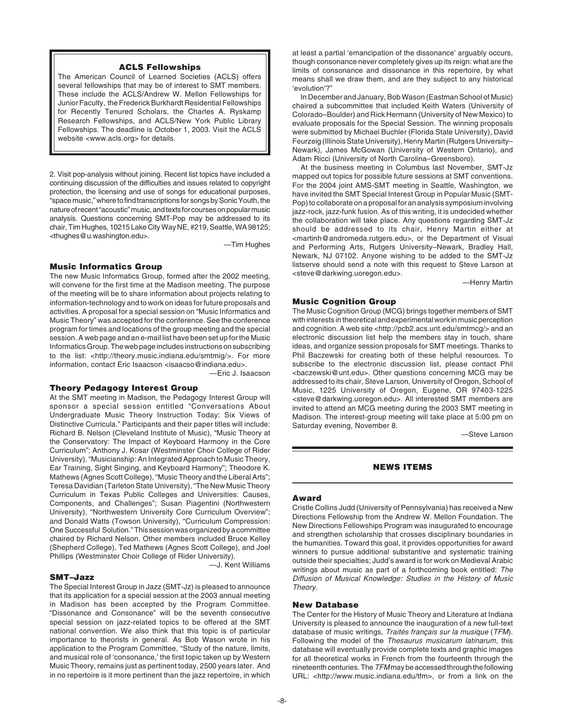### ACLS Fellowships

The American Council of Learned Societies (ACLS) offers several fellowships that may be of interest to SMT members. These include the ACLS/Andrew W. Mellon Fellowships for Junior Faculty, the Frederick Burkhardt Residential Fellowships for Recently Tenured Scholars, the Charles A. Ryskamp Research Fellowships, and ACLS/New York Public Library Fellowships. The deadline is October 1, 2003. Visit the ACLS website <www.acls.org> for details.

2. Visit pop-analysis without joining. Recent list topics have included a continuing discussion of the difficulties and issues related to copyright protection, the licensing and use of songs for educational purposes, "space music," where to find transcriptions for songs by Sonic Youth, the nature of recent "acoustic" music, and texts for courses on popular music analysis. Questions concerning SMT-Pop may be addressed to its chair, Tim Hughes, 10215 Lake City Way NE, #219, Seattle, WA 98125; <thughes@u.washington.edu>.

—Tim Hughes

### Music Informatics Group

The new Music Informatics Group, formed after the 2002 meeting, will convene for the first time at the Madison meeting. The purpose of the meeting will be to share information about projects relating to information-technology and to work on ideas for future proposals and activities. A proposal for a special session on "Music Informatics and Music Theory" was accepted for the conference. See the conference program for times and locations of the group meeting and the special session. A web page and an e-mail list have been set up for the Music Informatics Group. The web page includes instructions on subscribing to the list: <http://theory.music.indiana.edu/smtmig/>. For more information, contact Eric Isaacson <isaacso@indiana.edu>.

—Eric J. Isaacson

### Theory Pedagogy Interest Group

At the SMT meeting in Madison, the Pedagogy Interest Group will sponsor a special session entitled "Conversations About Undergraduate Music Theory Instruction Today: Six Views of Distinctive Curricula." Participants and their paper titles will include: Richard B. Nelson (Cleveland Institute of Music), "Music Theory at the Conservatory: The Impact of Keyboard Harmony in the Core Curriculum"; Anthony J. Kosar (Westminster Choir College of Rider University), "Musicianship: An Integrated Approach to Music Theory, Ear Training, Sight Singing, and Keyboard Harmony"; Theodore K. Mathews (Agnes Scott College), "Music Theory and the Liberal Arts"; Teresa Davidian (Tarleton State University), "The New Music Theory Curriculum in Texas Public Colleges and Universities: Causes, Components, and Challenges"; Susan Piagentini (Northwestern University), "Northwestern University Core Curriculum Overview"; and Donald Watts (Towson University), "Curriculum Compression: One Successful Solution." This session was organized by a committee chaired by Richard Nelson. Other members included Bruce Kelley (Shepherd College), Ted Mathews (Agnes Scott College), and Joel Phillips (Westminster Choir College of Rider University).

—J. Kent Williams

### SMT–Jazz

The Special Interest Group in Jazz (SMT-Jz) is pleased to announce that its application for a special session at the 2003 annual meeting in Madison has been accepted by the Program Committee. "Dissonance and Consonance" will be the seventh consecutive special session on jazz-related topics to be offered at the SMT national convention. We also think that this topic is of particular importance to theorists in general. As Bob Wason wrote in his application to the Program Committee, "Study of the nature, limits, and musical role of 'consonance,' the first topic taken up by Western Music Theory, remains just as pertinent today, 2500 years later. And in no repertoire is it more pertinent than the jazz repertoire, in which at least a partial 'emancipation of the dissonance' arguably occurs, though consonance never completely gives up its reign: what are the limits of consonance and dissonance in this repertoire, by what means shall we draw them, and are they subject to any historical 'evolution'?"

In December and January, Bob Wason (Eastman School of Music) chaired a subcommittee that included Keith Waters (University of Colorado–Boulder) and Rick Hermann (University of New Mexico) to evaluate proposals for the Special Session. The winning proposals were submitted by Michael Buchler (Florida State University), David Feurzeig (Illinois State University), Henry Martin (Rutgers University–Newark), James McGowan (University of Western Ontario), and Adam Ricci (University of North Carolina–Greensboro).

At the business meeting in Columbus last November, SMT-Jz mapped out topics for possible future sessions at SMT conventions. For the 2004 joint AMS-SMT meeting in Seattle, Washington, we have invited the SMT Special Interest Group in Popular Music (SMT-Pop) to collaborate on a proposal for an analysis symposium involving jazz-rock, jazz-funk fusion. As of this writing, it is undecided whether the collaboration will take place. Any questions regarding SMT-Jz should be addressed to its chair, Henry Martin either at <martinh@andromeda.rutgers.edu>, or the Department of Visual and Performing Arts, Rutgers University–Newark, Bradley Hall, Newark, NJ 07102. Anyone wishing to be added to the SMT-Jz listserve should send a note with this request to Steve Larson at <steve@darkwing.uoregon.edu>.

—Henry Martin

### Music Cognition Group

The Music Cognition Group (MCG) brings together members of SMT with interests in theoretical and experimental work in music perception and cognition. A web site <http://pcb2.acs.unt.edu/smtmcg/> and an electronic discussion list help the members stay in touch, share ideas, and organize session proposals for SMT meetings. Thanks to Phil Baczewski for creating both of these helpful resources. To subscribe to the electronic discussion list, please contact Phil <baczewski@unt.edu>. Other questions concerning MCG may be addressed to its chair, Steve Larson, University of Oregon, School of Music, 1225 University of Oregon, Eugene, OR 97403-1225 <steve@darkwing.uoregon.edu>. All interested SMT members are invited to attend an MCG meeting during the 2003 SMT meeting in Madison. The interest-group meeting will take place at 5:00 pm on Saturday evening, November 8.

—Steve Larson

## NEWS ITEMS

### Award

Cristle Collins Judd (University of Pennsylvania) has received a New Directions Fellowship from the Andrew W. Mellon Foundation. The New Directions Fellowships Program was inaugurated to encourage and strengthen scholarship that crosses disciplinary boundaries in the humanities. Toward this goal, it provides opportunities for award winners to pursue additional substantive and systematic training outside their specialties; Judd's award is for work on Medieval Arabic writings about music as part of a forthcoming book entitled: *The Diffusion of Musical Knowledge: Studies in the History of Music Theory.*

### New Database

The Center for the History of Music Theory and Literature at Indiana University is pleased to announce the inauguration of a new full-text database of music writings, *Traités français sur la musique* (*TFM*). Following the model of the *Thesaurus musicarum latinarum*, this database will eventually provide complete texts and graphic images for all theoretical works in French from the fourteenth through the nineteenth centuries. The *TFM* may be accessed through the following URL: <http://www.music.indiana.edu/tfm>, or from a link on the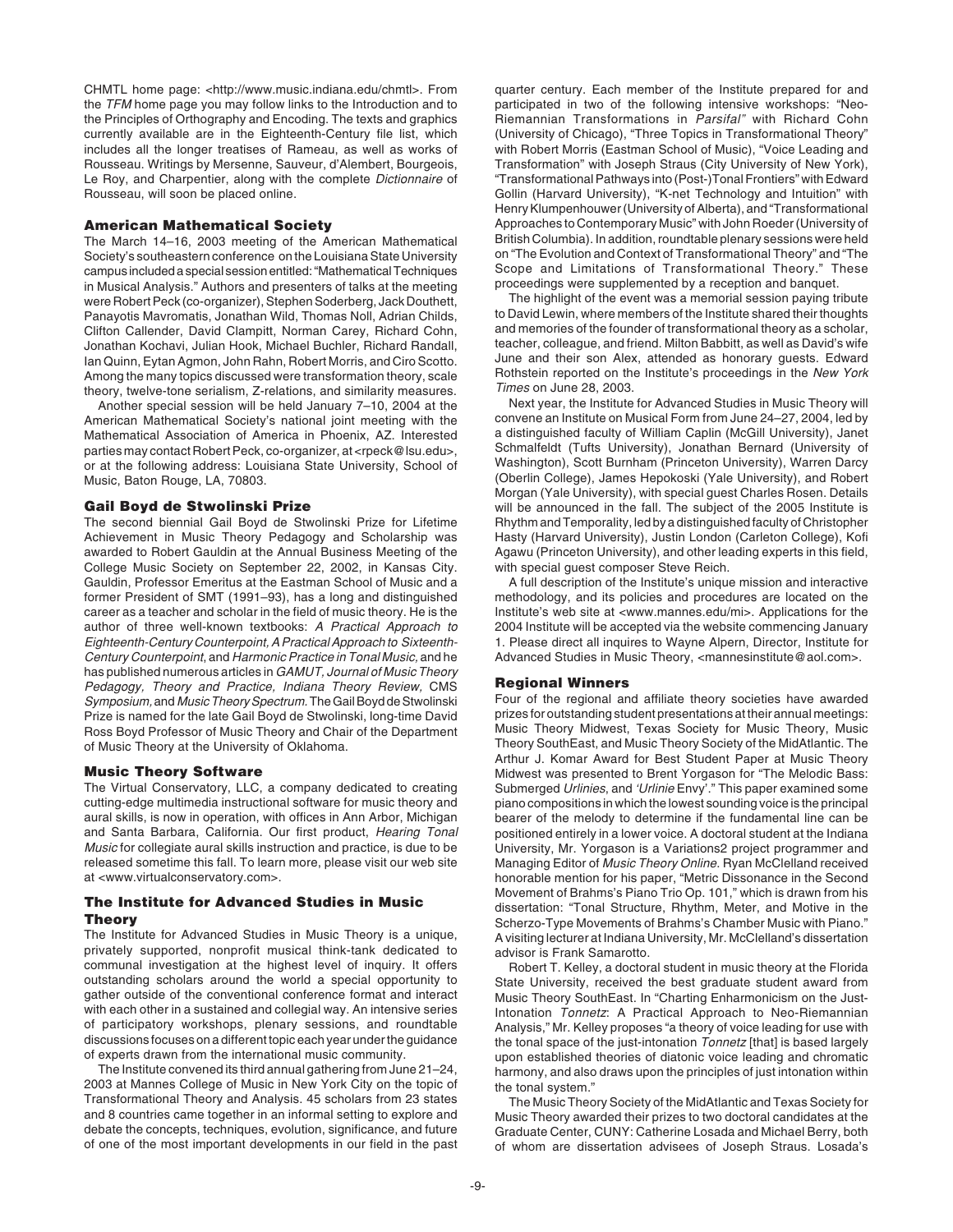CHMTL home page: <http://www.music.indiana.edu/chmtl>. From the *TFM* home page you may follow links to the Introduction and to the Principles of Orthography and Encoding. The texts and graphics currently available are in the Eighteenth-Century file list, which includes all the longer treatises of Rameau, as well as works of Rousseau. Writings by Mersenne, Sauveur, d'Alembert, Bourgeois, Le Roy, and Charpentier, along with the complete *Dictionnaire* of Rousseau, will soon be placed online.

### American Mathematical Society

The March 14–16, 2003 meeting of the American Mathematical Society's southeastern conference on the Louisiana State University campus included a special session entitled: "Mathematical Techniques in Musical Analysis." Authors and presenters of talks at the meeting were Robert Peck (co-organizer), Stephen Soderberg, Jack Douthett, Panayotis Mavromatis, Jonathan Wild, Thomas Noll, Adrian Childs, Clifton Callender, David Clampitt, Norman Carey, Richard Cohn, Jonathan Kochavi, Julian Hook, Michael Buchler, Richard Randall, Ian Quinn, Eytan Agmon, John Rahn, Robert Morris, and Ciro Scotto. Among the many topics discussed were transformation theory, scale theory, twelve-tone serialism, Z-relations, and similarity measures.

Another special session will be held January 7–10, 2004 at the American Mathematical Society's national joint meeting with the Mathematical Association of America in Phoenix, AZ. Interested parties may contact Robert Peck, co-organizer, at <rpeck@lsu.edu>, or at the following address: Louisiana State University, School of Music, Baton Rouge, LA, 70803.

### Gail Boyd de Stwolinski Prize

The second biennial Gail Boyd de Stwolinski Prize for Lifetime Achievement in Music Theory Pedagogy and Scholarship was awarded to Robert Gauldin at the Annual Business Meeting of the College Music Society on September 22, 2002, in Kansas City. Gauldin, Professor Emeritus at the Eastman School of Music and a former President of SMT (1991–93), has a long and distinguished career as a teacher and scholar in the field of music theory. He is the author of three well-known textbooks: *A Practical Approach to Eighteenth-Century Counterpoint, A Practical Approach to Sixteenth-Century Counterpoint*, and *Harmonic Practice in Tonal Music,* and he has published numerous articles in *GAMUT, Journal of Music Theory Pedagogy, Theory and Practice, Indiana Theory Review,* CMS *Symposium,* and *Music Theory Spectrum.* The Gail Boyd de Stwolinski Prize is named for the late Gail Boyd de Stwolinski, long-time David Ross Boyd Professor of Music Theory and Chair of the Department of Music Theory at the University of Oklahoma.

### Music Theory Software

The Virtual Conservatory, LLC, a company dedicated to creating cutting-edge multimedia instructional software for music theory and aural skills, is now in operation, with offices in Ann Arbor, Michigan and Santa Barbara, California. Our first product, *Hearing Tonal Music* for collegiate aural skills instruction and practice, is due to be released sometime this fall. To learn more, please visit our web site at <www.virtualconservatory.com>.

### The Institute for Advanced Studies in Music Theory

The Institute for Advanced Studies in Music Theory is a unique, privately supported, nonprofit musical think-tank dedicated to communal investigation at the highest level of inquiry. It offers outstanding scholars around the world a special opportunity to gather outside of the conventional conference format and interact with each other in a sustained and collegial way. An intensive series of participatory workshops, plenary sessions, and roundtable discussions focuses on a different topic each year under the guidance of experts drawn from the international music community.

The Institute convened its third annual gathering from June 21–24, 2003 at Mannes College of Music in New York City on the topic of Transformational Theory and Analysis. 45 scholars from 23 states and 8 countries came together in an informal setting to explore and debate the concepts, techniques, evolution, significance, and future of one of the most important developments in our field in the past quarter century. Each member of the Institute prepared for and participated in two of the following intensive workshops: "Neo-Riemannian Transformations in *Parsifal"* with Richard Cohn (University of Chicago), "Three Topics in Transformational Theory" with Robert Morris (Eastman School of Music), "Voice Leading and Transformation" with Joseph Straus (City University of New York), "Transformational Pathways into (Post-)Tonal Frontiers" with Edward Gollin (Harvard University), "K-net Technology and Intuition" with Henry Klumpenhouwer (University of Alberta), and "Transformational Approaches to Contemporary Music" with John Roeder (University of British Columbia). In addition, roundtable plenary sessions were held on "The Evolution and Context of Transformational Theory" and "The Scope and Limitations of Transformational Theory." These proceedings were supplemented by a reception and banquet.

The highlight of the event was a memorial session paying tribute to David Lewin, where members of the Institute shared their thoughts and memories of the founder of transformational theory as a scholar, teacher, colleague, and friend. Milton Babbitt, as well as David's wife June and their son Alex, attended as honorary guests. Edward Rothstein reported on the Institute's proceedings in the *New York Times* on June 28, 2003.

Next year, the Institute for Advanced Studies in Music Theory will convene an Institute on Musical Form from June 24–27, 2004, led by a distinguished faculty of William Caplin (McGill University), Janet Schmalfeldt (Tufts University), Jonathan Bernard (University of Washington), Scott Burnham (Princeton University), Warren Darcy (Oberlin College), James Hepokoski (Yale University), and Robert Morgan (Yale University), with special guest Charles Rosen. Details will be announced in the fall. The subject of the 2005 Institute is Rhythm and Temporality, led by a distinguished faculty of Christopher Hasty (Harvard University), Justin London (Carleton College), Kofi Agawu (Princeton University), and other leading experts in this field, with special guest composer Steve Reich.

A full description of the Institute's unique mission and interactive methodology, and its policies and procedures are located on the Institute's web site at <www.mannes.edu/mi>. Applications for the 2004 Institute will be accepted via the website commencing January 1. Please direct all inquires to Wayne Alpern, Director, Institute for Advanced Studies in Music Theory, <mannesinstitute@aol.com>.

### Regional Winners

Four of the regional and affiliate theory societies have awarded prizes for outstanding student presentations at their annual meetings: Music Theory Midwest, Texas Society for Music Theory, Music Theory SouthEast, and Music Theory Society of the MidAtlantic. The Arthur J. Komar Award for Best Student Paper at Music Theory Midwest was presented to Brent Yorgason for "The Melodic Bass: Submerged *Urlinies*, and *'Urlinie* Envy'." This paper examined some piano compositions in which the lowest sounding voice is the principal bearer of the melody to determine if the fundamental line can be positioned entirely in a lower voice. A doctoral student at the Indiana University, Mr. Yorgason is a Variations2 project programmer and Managing Editor of *Music Theory Online*. Ryan McClelland received honorable mention for his paper, "Metric Dissonance in the Second Movement of Brahms's Piano Trio Op. 101," which is drawn from his dissertation: "Tonal Structure, Rhythm, Meter, and Motive in the Scherzo-Type Movements of Brahms's Chamber Music with Piano." A visiting lecturer at Indiana University, Mr. McClelland's dissertation advisor is Frank Samarotto.

Robert T. Kelley, a doctoral student in music theory at the Florida State University, received the best graduate student award from Music Theory SouthEast. In "Charting Enharmonicism on the Just-Intonation *Tonnetz*: A Practical Approach to Neo-Riemannian Analysis," Mr. Kelley proposes "a theory of voice leading for use with the tonal space of the just-intonation *Tonnetz* [that] is based largely upon established theories of diatonic voice leading and chromatic harmony, and also draws upon the principles of just intonation within the tonal system."

The Music Theory Society of the MidAtlantic and Texas Society for Music Theory awarded their prizes to two doctoral candidates at the Graduate Center, CUNY: Catherine Losada and Michael Berry, both of whom are dissertation advisees of Joseph Straus. Losada's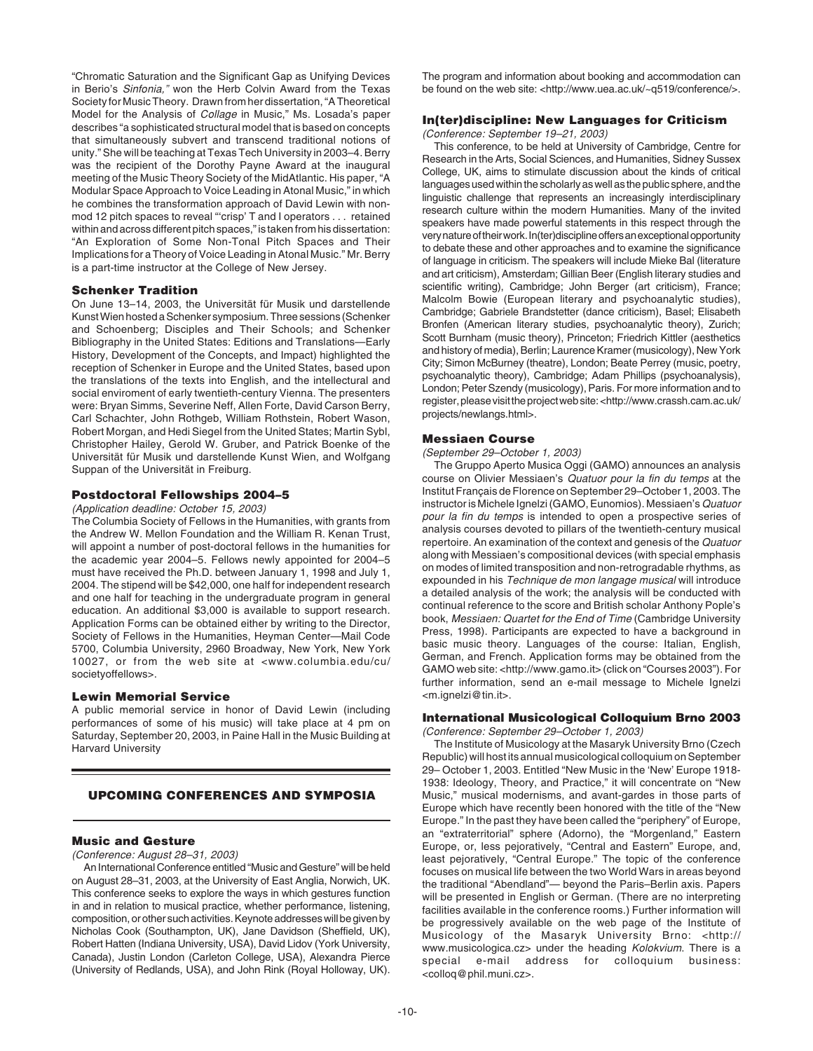"Chromatic Saturation and the Significant Gap as Unifying Devices in Berio's *Sinfonia,"* won the Herb Colvin Award from the Texas Society for Music Theory. Drawn from her dissertation, "A Theoretical Model for the Analysis of *Collage* in Music," Ms. Losada's paper describes "a sophisticated structural model that is based on concepts that simultaneously subvert and transcend traditional notions of unity." She will be teaching at Texas Tech University in 2003–4. Berry was the recipient of the Dorothy Payne Award at the inaugural meeting of the Music Theory Society of the MidAtlantic. His paper, "A Modular Space Approach to Voice Leading in Atonal Music," in which he combines the transformation approach of David Lewin with non-mod 12 pitch spaces to reveal "'crisp' T and I operators . . . retained within and across different pitch spaces," is taken from his dissertation: "An Exploration of Some Non-Tonal Pitch Spaces and Their Implications for a Theory of Voice Leading in Atonal Music." Mr. Berry is a part-time instructor at the College of New Jersey.

### Schenker Tradition

On June 13–14, 2003, the Universität für Musik und darstellende Kunst Wien hosted a Schenker symposium. Three sessions (Schenker and Schoenberg; Disciples and Their Schools; and Schenker Bibliography in the United States: Editions and Translations—Early History, Development of the Concepts, and Impact) highlighted the reception of Schenker in Europe and the United States, based upon the translations of the texts into English, and the intellectual and social enviroment of early twentieth-century Vienna. The presenters were: Bryan Simms, Severine Neff, Allen Forte, David Carson Berry, Carl Schachter, John Rothgeb, William Rothstein, Robert Wason, Robert Morgan, and Hedi Siegel from the United States; Martin Sybl, Christopher Hailey, Gerold W. Gruber, and Patrick Boenke of the Universität für Musik und darstellende Kunst Wien, and Wolfgang Suppan of the Universität in Freiburg.

### Postdoctoral Fellowships 2004–5

*(Application deadline: October 15, 2003)*

The Columbia Society of Fellows in the Humanities, with grants from the Andrew W. Mellon Foundation and the William R. Kenan Trust, will appoint a number of post-doctoral fellows in the humanities for the academic year 2004–5. Fellows newly appointed for 2004–5 must have received the Ph.D. between January 1, 1998 and July 1, 2004. The stipend will be $42,000, one half for independent research and one half for teaching in the undergraduate program in general education. An additional $3,000 is available to support research. Application Forms can be obtained either by writing to the Director, Society of Fellows in the Humanities, Heyman Center—Mail Code 5700, Columbia University, 2960 Broadway, New York, New York 10027, or from the web site at <www.columbia.edu/cu/societyoffellows>.

### Lewin Memorial Service

A public memorial service in honor of David Lewin (including performances of some of his music) will take place at 4 pm on Saturday, September 20, 2003, in Paine Hall in the Music Building at Harvard University

## UPCOMING CONFERENCES AND SYMPOSIA

### Music and Gesture

*(Conference: August 28–31, 2003)*

An International Conference entitled "Music and Gesture" will be held on August 28–31, 2003, at the University of East Anglia, Norwich, UK. This conference seeks to explore the ways in which gestures function in and in relation to musical practice, whether performance, listening, composition, or other such activities. Keynote addresses will be given by Nicholas Cook (Southampton, UK), Jane Davidson (Sheffield, UK), Robert Hatten (Indiana University, USA), David Lidov (York University, Canada), Justin London (Carleton College, USA), Alexandra Pierce (University of Redlands, USA), and John Rink (Royal Holloway, UK). The program and information about booking and accommodation can be found on the web site: <http://www.uea.ac.uk/~q519/conference/>.

### In(ter)discipline: New Languages for Criticism

*(Conference: September 19–21, 2003)*

This conference, to be held at University of Cambridge, Centre for Research in the Arts, Social Sciences, and Humanities, Sidney Sussex College, UK, aims to stimulate discussion about the kinds of critical languages used within the scholarly as well as the public sphere, and the linguistic challenge that represents an increasingly interdisciplinary research culture within the modern Humanities. Many of the invited speakers have made powerful statements in this respect through the very nature of their work. In(ter)discipline offers an exceptional opportunity to debate these and other approaches and to examine the significance of language in criticism. The speakers will include Mieke Bal (literature and art criticism), Amsterdam; Gillian Beer (English literary studies and scientific writing), Cambridge; John Berger (art criticism), France; Malcolm Bowie (European literary and psychoanalytic studies), Cambridge; Gabriele Brandstetter (dance criticism), Basel; Elisabeth Bronfen (American literary studies, psychoanalytic theory), Zurich; Scott Burnham (music theory), Princeton; Friedrich Kittler (aesthetics and history of media), Berlin; Laurence Kramer (musicology), New York City; Simon McBurney (theatre), London; Beate Perrey (music, poetry, psychoanalytic theory), Cambridge; Adam Phillips (psychoanalysis), London; Peter Szendy (musicology), Paris. For more information and to register, please visit the project web site: <http://www.crassh.cam.ac.uk/projects/newlangs.html>.

### Messiaen Course

*(September 29–October 1, 2003)*

The Gruppo Aperto Musica Oggi (GAMO) announces an analysis course on Olivier Messiaen's *Quatuor pour la fin du temps* at the Institut Français de Florence on September 29–October 1, 2003. The instructor is Michele Ignelzi (GAMO, Eunomios). Messiaen's *Quatuor pour la fin du temps* is intended to open a prospective series of analysis courses devoted to pillars of the twentieth-century musical repertoire. An examination of the context and genesis of the *Quatuor* along with Messiaen's compositional devices (with special emphasis on modes of limited transposition and non-retrogradable rhythms, as expounded in his *Technique de mon langage musical* will introduce a detailed analysis of the work; the analysis will be conducted with continual reference to the score and British scholar Anthony Pople's book, *Messiaen: Quartet for the End of Time* (Cambridge University Press, 1998). Participants are expected to have a background in basic music theory. Languages of the course: Italian, English, German, and French. Application forms may be obtained from the GAMO web site: <http://www.gamo.it> (click on "Courses 2003"). For further information, send an e-mail message to Michele Ignelzi <m.ignelzi@tin.it>.

### International Musicological Colloquium Brno 2003

*(Conference: September 29–October 1, 2003)*

The Institute of Musicology at the Masaryk University Brno (Czech Republic) will host its annual musicological colloquium on September 29– October 1, 2003. Entitled "New Music in the 'New' Europe 1918-1938: Ideology, Theory, and Practice," it will concentrate on "New Music," musical modernisms, and avant-gardes in those parts of Europe which have recently been honored with the title of the "New Europe." In the past they have been called the "periphery" of Europe, an "extraterritorial" sphere (Adorno), the "Morgenland," Eastern Europe, or, less pejoratively, "Central and Eastern" Europe, and, least pejoratively, "Central Europe." The topic of the conference focuses on musical life between the two World Wars in areas beyond the traditional "Abendland"— beyond the Paris–Berlin axis. Papers will be presented in English or German. (There are no interpreting facilities available in the conference rooms.) Further information will be progressively available on the web page of the Institute of Musicology of the Masaryk University Brno: <http://www.musicologica.cz> under the heading *Kolokvium*. There is a special e-mail address for colloquium business: <colloq@phil.muni.cz>.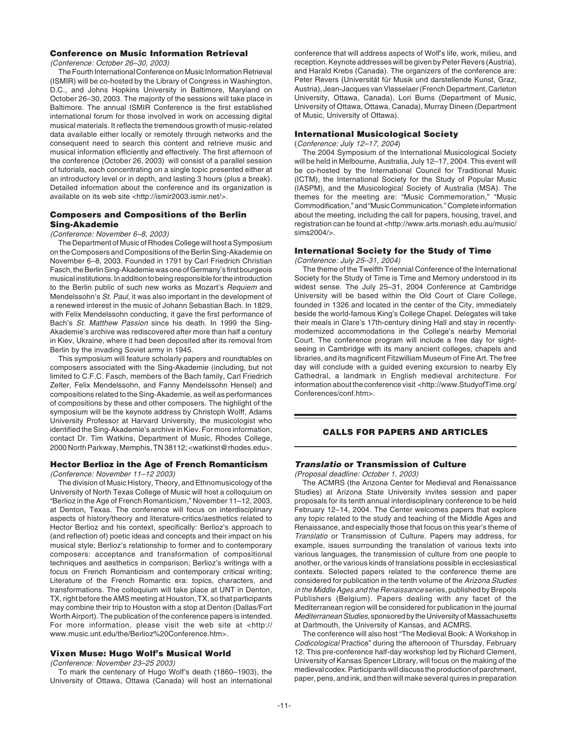### Conference on Music Information Retrieval

*(Conference: October 26–30, 2003)*

The Fourth International Conference on Music Information Retrieval (ISMIR) will be co-hosted by the Library of Congress in Washington, D.C., and Johns Hopkins University in Baltimore, Maryland on October 26–30, 2003. The majority of the sessions will take place in Baltimore. The annual ISMIR Conference is the first established international forum for those involved in work on accessing digital musical materials. It reflects the tremendous growth of music-related data available either locally or remotely through networks and the consequent need to search this content and retrieve music and musical information efficiently and effectively. The first afternoon of the conference (October 26, 2003) will consist of a parallel session of tutorials, each concentrating on a single topic presented either at an introductory level or in depth, and lasting 3 hours (plus a break). Detailed information about the conference and its organization is available on its web site <http://ismir2003.ismir.net/>.

### Composers and Compositions of the Berlin Sing-Akademie

*(Conference: November 6–8, 2003)*

The Department of Music of Rhodes College will host a Symposium on the Composers and Compositions of the Berlin Sing-Akademie on November 6–8, 2003. Founded in 1791 by Carl Friedrich Christian Fasch, the Berlin Sing-Akademie was one of Germany's first bourgeois musical institutions. In addition to being responsible for the introduction to the Berlin public of such new works as Mozart's *Requiem* and Mendelssohn's *St. Paul*, it was also important in the development of a renewed interest in the music of Johann Sebastian Bach. In 1829, with Felix Mendelssohn conducting, it gave the first performance of Bach's *St. Matthew Passion* since his death. In 1999 the Sing-Akademie's archive was rediscovered after more than half a century in Kiev, Ukraine, where it had been deposited after its removal from Berlin by the invading Soviet army in 1945.

This symposium will feature scholarly papers and roundtables on composers associated with the Sing-Akademie (including, but not limited to C.F.C. Fasch, members of the Bach family, Carl Friedrich Zelter, Felix Mendelssohn, and Fanny Mendelssohn Hensel) and compositions related to the Sing-Akademie, as well as performances of compositions by these and other composers. The highlight of the symposium will be the keynote address by Christoph Wolff, Adams University Professor at Harvard University, the musicologist who identified the Sing-Akademie's archive in Kiev. For more information, contact Dr. Tim Watkins, Department of Music, Rhodes College, 2000 North Parkway, Memphis, TN 38112; <watkinst@rhodes.edu>.

### Hector Berlioz in the Age of French Romanticism

*(Conference: November 11–12 2003)*

The division of Music History, Theory, and Ethnomusicology of the University of North Texas College of Music will host a colloquium on "Berlioz in the Age of French Romanticism," November 11–12, 2003, at Denton, Texas. The conference will focus on interdisciplinary aspects of history/theory and literature-critics/aesthetics related to Hector Berlioz and his context, specifically: Berlioz's approach to (and reflection of) poetic ideas and concepts and their impact on his musical style; Berlioz's relationship to former and to contemporary composers: acceptance and transformation of compositional techniques and aesthetics in comparison; Berlioz's writings with a focus on French Romanticism and contemporary critical writing; Literature of the French Romantic era: topics, characters, and transformations. The colloquium will take place at UNT in Denton, TX, right before the AMS meeting at Houston, TX, so that participants may combine their trip to Houston with a stop at Denton (Dallas/Fort Worth Airport). The publication of the conference papers is intended. For more information, please visit the web site at <http://www.music.unt.edu/the/Berlioz%20Conference.htm>.

### Vixen Muse: Hugo Wolf's Musical World

*(Conference: November 23–25 2003)*

To mark the centenary of Hugo Wolf's death (1860–1903), the University of Ottawa, Ottawa (Canada) will host an international conference that will address aspects of Wolf's life, work, milieu, and reception. Keynote addresses will be given by Peter Revers (Austria), and Harald Krebs (Canada). The organizers of the conference are: Peter Revers (Universität für Musik und darstellende Kunst, Graz, Austria), Jean-Jacques van Vlasselaer (French Department, Carleton University, Ottawa, Canada), Lori Burns (Department of Music, University of Ottawa, Ottawa, Canada), Murray Dineen (Department of Music, University of Ottawa).

### International Musicological Society

*(Conference: July 12–17, 2004)*

The 2004 Symposium of the International Musicological Society will be held in Melbourne, Australia, July 12–17, 2004. This event will be co-hosted by the International Council for Traditional Music (ICTM), the International Society for the Study of Popular Music (IASPM), and the Musicological Society of Australia (MSA). The themes for the meeting are: "Music Commemoration," "Music Commodification," and "Music Communication." Complete information about the meeting, including the call for papers, housing, travel, and registration can be found at <http://www.arts.monash.edu.au/music/sims2004/>.

### International Society for the Study of Time

*(Conference: July 25–31, 2004)*

The theme of the Twelfth Triennial Conference of the International Society for the Study of Time is Time and Memory understood in its widest sense. The July 25–31, 2004 Conference at Cambridge University will be based within the Old Court of Clare College, founded in 1326 and located in the center of the City, immediately beside the world-famous King's College Chapel. Delegates will take their meals in Clare's 17th-century dining Hall and stay in recently-modernized accommodations in the College's nearby Memorial Court. The conference program will include a free day for sight-seeing in Cambridge with its many ancient colleges, chapels and libraries, and its magnificent Fitzwilliam Museum of Fine Art. The free day will conclude with a guided evening excursion to nearby Ely Cathedral, a landmark in English medieval architecture. For information about the conference visit <http://www.StudyofTime.org/Conferences/conf.htm>.

## CALLS FOR PAPERS AND ARTICLES

### *Translatio* or Transmission of Culture

*(Proposal deadline: October 1, 2003)*

The ACMRS (the Arizona Center for Medieval and Renaissance Studies) at Arizona State University invites session and paper proposals for its tenth annual interdisciplinary conference to be held February 12–14, 2004. The Center welcomes papers that explore any topic related to the study and teaching of the Middle Ages and Renaissance, and especially those that focus on this year's theme of *Translatio* or Transmission of Culture. Papers may address, for example, issues surrounding the translation of various texts into various languages, the transmission of culture from one people to another, or the various kinds of translations possible in ecclesiastical contexts. Selected papers related to the conference theme are considered for publication in the tenth volume of the *Arizona Studies in the Middle Ages and the Renaissance* series, published by Brepols Publishers (Belgium). Papers dealing with any facet of the Mediterranean region will be considered for publication in the journal *Mediterranean Studies,* sponsored by the University of Massachusetts at Dartmouth, the University of Kansas, and ACMRS.

The conference will also host "The Medieval Book: A Workshop in *Codicological* Practice" during the afternoon of Thursday, February 12. This pre-conference half-day workshop led by Richard Clement, University of Kansas Spencer Library, will focus on the making of the medieval codex. Participants will discuss the production of parchment, paper, pens, and ink, and then will make several quires in preparation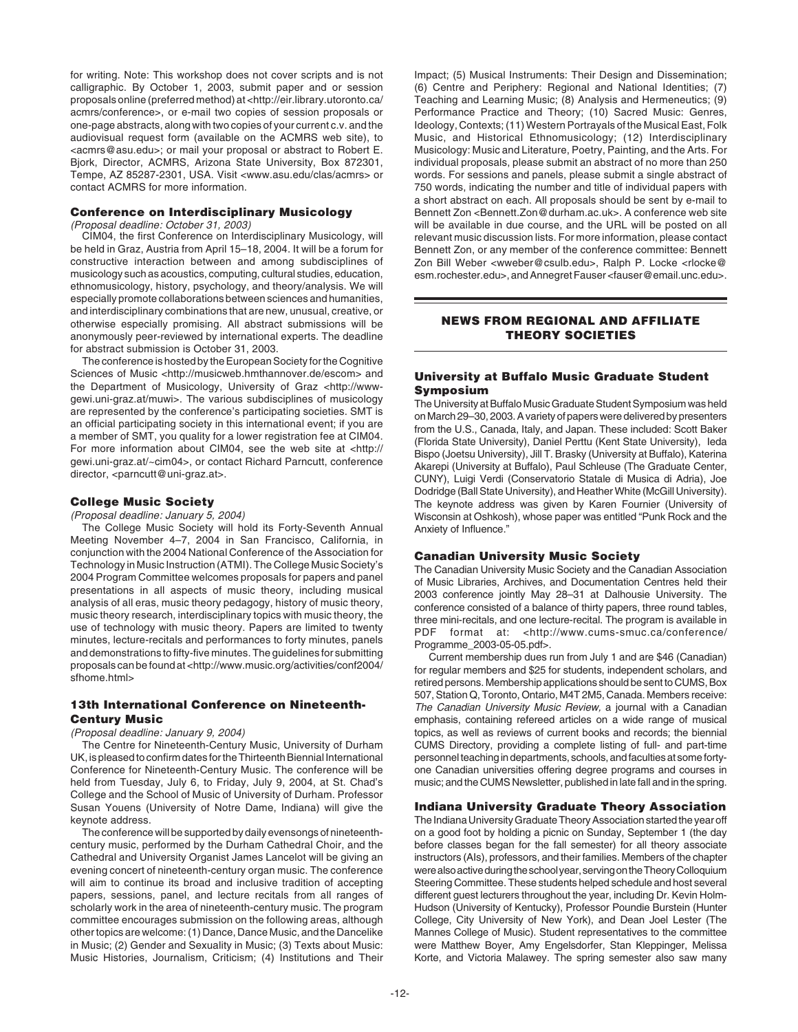for writing. Note: This workshop does not cover scripts and is not calligraphic. By October 1, 2003, submit paper and or session proposals online (preferred method) at <http://eir.library.utoronto.ca/acmrs/conference>, or e-mail two copies of session proposals or one-page abstracts, along with two copies of your current c.v. and the audiovisual request form (available on the ACMRS web site), to <acmrs@asu.edu>; or mail your proposal or abstract to Robert E. Bjork, Director, ACMRS, Arizona State University, Box 872301, Tempe, AZ 85287-2301, USA. Visit <www.asu.edu/clas/acmrs> or contact ACMRS for more information.

### Conference on Interdisciplinary Musicology

*(Proposal deadline: October 31, 2003)*

CIM04, the first Conference on Interdisciplinary Musicology, will be held in Graz, Austria from April 15–18, 2004. It will be a forum for constructive interaction between and among subdisciplines of musicology such as acoustics, computing, cultural studies, education, ethnomusicology, history, psychology, and theory/analysis. We will especially promote collaborations between sciences and humanities, and interdisciplinary combinations that are new, unusual, creative, or otherwise especially promising. All abstract submissions will be anonymously peer-reviewed by international experts. The deadline for abstract submission is October 31, 2003.

The conference is hosted by the European Society for the Cognitive Sciences of Music <http://musicweb.hmthannover.de/escom> and the Department of Musicology, University of Graz <http://www-gewi.uni-graz.at/muwi>. The various subdisciplines of musicology are represented by the conference's participating societies. SMT is an official participating society in this international event; if you are a member of SMT, you quality for a lower registration fee at CIM04. For more information about CIM04, see the web site at <http://gewi.uni-graz.at/~cim04>, or contact Richard Parncutt, conference director, <parncutt@uni-graz.at>.

### College Music Society

*(Proposal deadline: January 5, 2004)*

The College Music Society will hold its Forty-Seventh Annual Meeting November 4–7, 2004 in San Francisco, California, in conjunction with the 2004 National Conference of the Association for Technology in Music Instruction (ATMI). The College Music Society's 2004 Program Committee welcomes proposals for papers and panel presentations in all aspects of music theory, including musical analysis of all eras, music theory pedagogy, history of music theory, music theory research, interdisciplinary topics with music theory, the use of technology with music theory. Papers are limited to twenty minutes, lecture-recitals and performances to forty minutes, panels and demonstrations to fifty-five minutes. The guidelines for submitting proposals can be found at <http://www.music.org/activities/conf2004/sfhome.html>

### 13th International Conference on Nineteenth-Century Music

*(Proposal deadline: January 9, 2004)*

The Centre for Nineteenth-Century Music, University of Durham UK, is pleased to confirm dates for the Thirteenth Biennial International Conference for Nineteenth-Century Music. The conference will be held from Tuesday, July 6, to Friday, July 9, 2004, at St. Chad's College and the School of Music of University of Durham. Professor Susan Youens (University of Notre Dame, Indiana) will give the keynote address.

The conference will be supported by daily evensongs of nineteenth-century music, performed by the Durham Cathedral Choir, and the Cathedral and University Organist James Lancelot will be giving an evening concert of nineteenth-century organ music. The conference will aim to continue its broad and inclusive tradition of accepting papers, sessions, panel, and lecture recitals from all ranges of scholarly work in the area of nineteenth-century music. The program committee encourages submission on the following areas, although other topics are welcome: (1) Dance, Dance Music, and the Dancelike in Music; (2) Gender and Sexuality in Music; (3) Texts about Music: Music Histories, Journalism, Criticism; (4) Institutions and Their Impact; (5) Musical Instruments: Their Design and Dissemination; (6) Centre and Periphery: Regional and National Identities; (7) Teaching and Learning Music; (8) Analysis and Hermeneutics; (9) Performance Practice and Theory; (10) Sacred Music: Genres, Ideology, Contexts; (11) Western Portrayals of the Musical East, Folk Music, and Historical Ethnomusicology; (12) Interdisciplinary Musicology: Music and Literature, Poetry, Painting, and the Arts. For individual proposals, please submit an abstract of no more than 250 words. For sessions and panels, please submit a single abstract of 750 words, indicating the number and title of individual papers with a short abstract on each. All proposals should be sent by e-mail to Bennett Zon <Bennett.Zon@durham.ac.uk>. A conference web site will be available in due course, and the URL will be posted on all relevant music discussion lists. For more information, please contact Bennett Zon, or any member of the conference committee: Bennett Zon Bill Weber <wweber@csulb.edu>, Ralph P. Locke <rlocke@esm.rochester.edu>, and Annegret Fauser <fauser@email.unc.edu>.

## NEWS FROM REGIONAL AND AFFILIATE THEORY SOCIETIES

### University at Buffalo Music Graduate Student Symposium

The University at Buffalo Music Graduate Student Symposium was held on March 29–30, 2003. A variety of papers were delivered by presenters from the U.S., Canada, Italy, and Japan. These included: Scott Baker (Florida State University), Daniel Perttu (Kent State University), Ieda Bispo (Joetsu University), Jill T. Brasky (University at Buffalo), Katerina Akarepi (University at Buffalo), Paul Schleuse (The Graduate Center, CUNY), Luigi Verdi (Conservatorio Statale di Musica di Adria), Joe Dodridge (Ball State University), and Heather White (McGill University). The keynote address was given by Karen Fournier (University of Wisconsin at Oshkosh), whose paper was entitled "Punk Rock and the Anxiety of Influence."

### Canadian University Music Society

The Canadian University Music Society and the Canadian Association of Music Libraries, Archives, and Documentation Centres held their 2003 conference jointly May 28–31 at Dalhousie University. The conference consisted of a balance of thirty papers, three round tables, three mini-recitals, and one lecture-recital. The program is available in PDF format at: <http://www.cums-smuc.ca/conference/Programme_2003-05-05.pdf>.

Current membership dues run from July 1 and are $46 (Canadian) for regular members and $25 for students, independent scholars, and retired persons. Membership applications should be sent to CUMS, Box 507, Station Q, Toronto, Ontario, M4T 2M5, Canada. Members receive: *The Canadian University Music Review,* a journal with a Canadian emphasis, containing refereed articles on a wide range of musical topics, as well as reviews of current books and records; the biennial CUMS Directory, providing a complete listing of full- and part-time personnel teaching in departments, schools, and faculties at some forty-one Canadian universities offering degree programs and courses in music; and the CUMS Newsletter, published in late fall and in the spring.

### Indiana University Graduate Theory Association

The Indiana University Graduate Theory Association started the year off on a good foot by holding a picnic on Sunday, September 1 (the day before classes began for the fall semester) for all theory associate instructors (AIs), professors, and their families. Members of the chapter were also active during the school year, serving on the Theory Colloquium Steering Committee. These students helped schedule and host several different guest lecturers throughout the year, including Dr. Kevin Holm-Hudson (University of Kentucky), Professor Poundie Burstein (Hunter College, City University of New York), and Dean Joel Lester (The Mannes College of Music). Student representatives to the committee were Matthew Boyer, Amy Engelsdorfer, Stan Kleppinger, Melissa Korte, and Victoria Malawey. The spring semester also saw many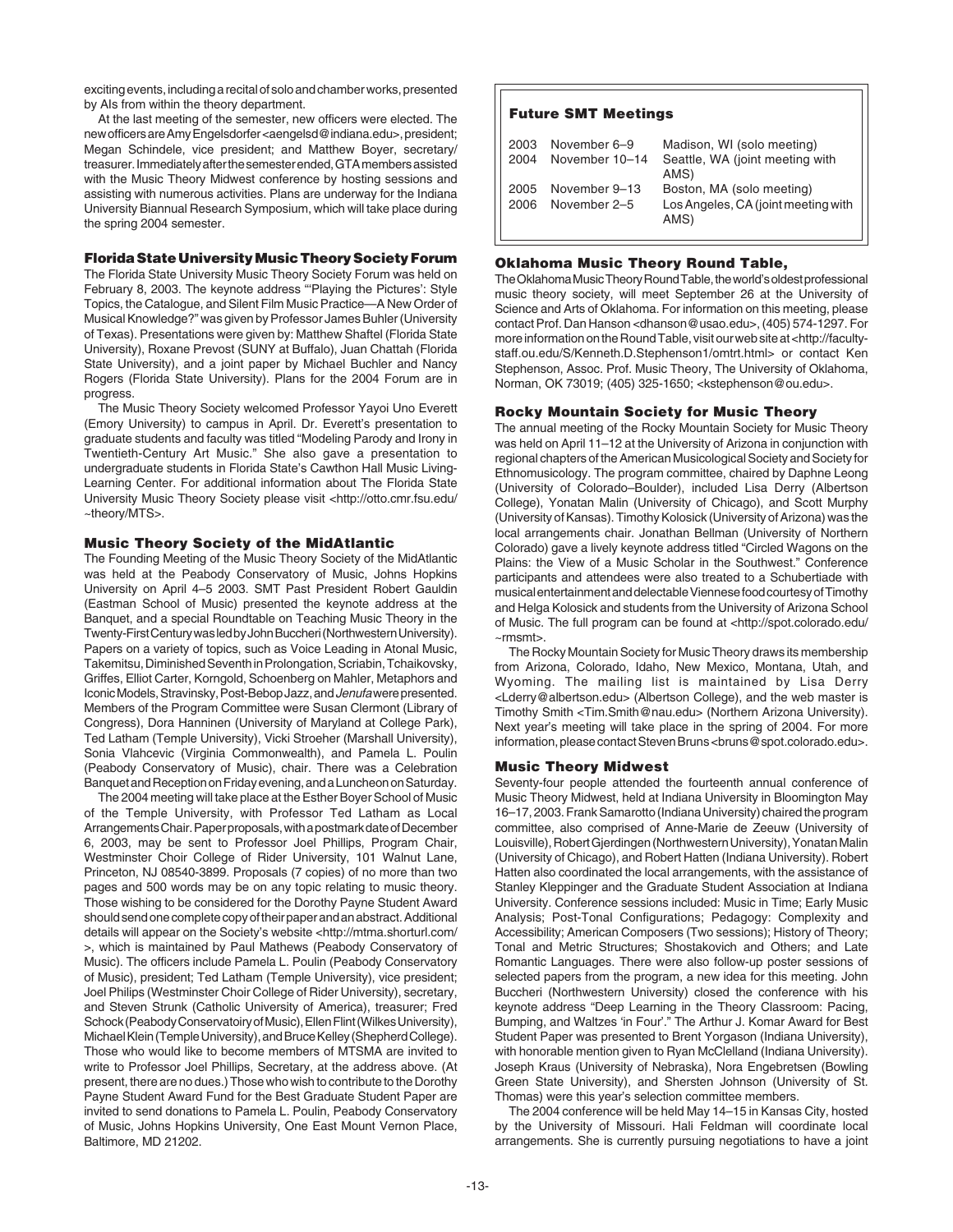exciting events, including a recital of solo and chamber works, presented by AIs from within the theory department.

At the last meeting of the semester, new officers were elected. The new officers are Amy Engelsdorfer <aengelsd@indiana.edu>, president; Megan Schindele, vice president; and Matthew Boyer, secretary/treasurer. Immediately after the semester ended, GTA members assisted with the Music Theory Midwest conference by hosting sessions and assisting with numerous activities. Plans are underway for the Indiana University Biannual Research Symposium, which will take place during the spring 2004 semester.

### Florida State University Music Theory Society Forum

The Florida State University Music Theory Society Forum was held on February 8, 2003. The keynote address "'Playing the Pictures': Style Topics, the Catalogue, and Silent Film Music Practice—A New Order of Musical Knowledge?" was given by Professor James Buhler (University of Texas). Presentations were given by: Matthew Shaftel (Florida State University), Roxane Prevost (SUNY at Buffalo), Juan Chattah (Florida State University), and a joint paper by Michael Buchler and Nancy Rogers (Florida State University). Plans for the 2004 Forum are in progress.

The Music Theory Society welcomed Professor Yayoi Uno Everett (Emory University) to campus in April. Dr. Everett's presentation to graduate students and faculty was titled "Modeling Parody and Irony in Twentieth-Century Art Music." She also gave a presentation to undergraduate students in Florida State's Cawthon Hall Music Living-Learning Center. For additional information about The Florida State University Music Theory Society please visit <http://otto.cmr.fsu.edu/~theory/MTS>.

### Music Theory Society of the MidAtlantic

The Founding Meeting of the Music Theory Society of the MidAtlantic was held at the Peabody Conservatory of Music, Johns Hopkins University on April 4–5 2003. SMT Past President Robert Gauldin (Eastman School of Music) presented the keynote address at the Banquet, and a special Roundtable on Teaching Music Theory in the Twenty-First Century was led by John Buccheri (Northwestern University). Papers on a variety of topics, such as Voice Leading in Atonal Music, Takemitsu, Diminished Seventh in Prolongation, Scriabin, Tchaikovsky, Griffes, Elliot Carter, Korngold, Schoenberg on Mahler, Metaphors and Iconic Models, Stravinsky, Post-Bebop Jazz, and *Jenufa* were presented. Members of the Program Committee were Susan Clermont (Library of Congress), Dora Hanninen (University of Maryland at College Park), Ted Latham (Temple University), Vicki Stroeher (Marshall University), Sonia Vlahcevic (Virginia Commonwealth), and Pamela L. Poulin (Peabody Conservatory of Music), chair. There was a Celebration Banquet and Reception on Friday evening, and a Luncheon on Saturday.

The 2004 meeting will take place at the Esther Boyer School of Music of the Temple University, with Professor Ted Latham as Local Arrangements Chair. Paper proposals, with a postmark date of December 6, 2003, may be sent to Professor Joel Phillips, Program Chair, Westminster Choir College of Rider University, 101 Walnut Lane, Princeton, NJ 08540-3899. Proposals (7 copies) of no more than two pages and 500 words may be on any topic relating to music theory. Those wishing to be considered for the Dorothy Payne Student Award should send one complete copy of their paper and an abstract. Additional details will appear on the Society's website <http://mtma.shorturl.com/>, which is maintained by Paul Mathews (Peabody Conservatory of Music). The officers include Pamela L. Poulin (Peabody Conservatory of Music), president; Ted Latham (Temple University), vice president; Joel Philips (Westminster Choir College of Rider University), secretary, and Steven Strunk (Catholic University of America), treasurer; Fred Schock (Peabody Conservatoiry of Music), Ellen Flint (Wilkes University), Michael Klein (Temple University), and Bruce Kelley (Shepherd College). Those who would like to become members of MTSMA are invited to write to Professor Joel Phillips, Secretary, at the address above. (At present, there are no dues.) Those who wish to contribute to the Dorothy Payne Student Award Fund for the Best Graduate Student Paper are invited to send donations to Pamela L. Poulin, Peabody Conservatory of Music, Johns Hopkins University, One East Mount Vernon Place, Baltimore, MD 21202.

### Future SMT Meetings

| | | |
|---|---|---|
| 2003 | November 6–9 | Madison, WI (solo meeting) |
| 2004 | November 10–14 | Seattle, WA (joint meeting with AMS) |
| 2005 | November 9–13 | Boston, MA (solo meeting) |
| 2006 | November 2–5 | Los Angeles, CA (joint meeting with AMS) |

### Oklahoma Music Theory Round Table,

The Oklahoma Music Theory Round Table, the world's oldest professional music theory society, will meet September 26 at the University of Science and Arts of Oklahoma. For information on this meeting, please contact Prof. Dan Hanson <dhanson@usao.edu>, (405) 574-1297. For more information on the Round Table, visit our web site at <http://faculty-staff.ou.edu/S/Kenneth.D.Stephenson1/omtrt.html> or contact Ken Stephenson, Assoc. Prof. Music Theory, The University of Oklahoma, Norman, OK 73019; (405) 325-1650; <kstephenson@ou.edu>.

### Rocky Mountain Society for Music Theory

The annual meeting of the Rocky Mountain Society for Music Theory was held on April 11–12 at the University of Arizona in conjunction with regional chapters of the American Musicological Society and Society for Ethnomusicology. The program committee, chaired by Daphne Leong (University of Colorado–Boulder), included Lisa Derry (Albertson College), Yonatan Malin (University of Chicago), and Scott Murphy (University of Kansas). Timothy Kolosick (University of Arizona) was the local arrangements chair. Jonathan Bellman (University of Northern Colorado) gave a lively keynote address titled "Circled Wagons on the Plains: the View of a Music Scholar in the Southwest." Conference participants and attendees were also treated to a Schubertiade with musical entertainment and delectable Viennese food courtesy of Timothy and Helga Kolosick and students from the University of Arizona School of Music. The full program can be found at <http://spot.colorado.edu/~rmsmt>.

The Rocky Mountain Society for Music Theory draws its membership from Arizona, Colorado, Idaho, New Mexico, Montana, Utah, and Wyoming. The mailing list is maintained by Lisa Derry <Lderry@albertson.edu> (Albertson College), and the web master is Timothy Smith <Tim.Smith@nau.edu> (Northern Arizona University). Next year's meeting will take place in the spring of 2004. For more information, please contact Steven Bruns <bruns@spot.colorado.edu>.

### Music Theory Midwest

Seventy-four people attended the fourteenth annual conference of Music Theory Midwest, held at Indiana University in Bloomington May 16–17, 2003. Frank Samarotto (Indiana University) chaired the program committee, also comprised of Anne-Marie de Zeeuw (University of Louisville), Robert Gjerdingen (Northwestern University), Yonatan Malin (University of Chicago), and Robert Hatten (Indiana University). Robert Hatten also coordinated the local arrangements, with the assistance of Stanley Kleppinger and the Graduate Student Association at Indiana University. Conference sessions included: Music in Time; Early Music Analysis; Post-Tonal Configurations; Pedagogy: Complexity and Accessibility; American Composers (Two sessions); History of Theory; Tonal and Metric Structures; Shostakovich and Others; and Late Romantic Languages. There were also follow-up poster sessions of selected papers from the program, a new idea for this meeting. John Buccheri (Northwestern University) closed the conference with his keynote address "Deep Learning in the Theory Classroom: Pacing, Bumping, and Waltzes 'in Four'." The Arthur J. Komar Award for Best Student Paper was presented to Brent Yorgason (Indiana University), with honorable mention given to Ryan McClelland (Indiana University). Joseph Kraus (University of Nebraska), Nora Engebretsen (Bowling Green State University), and Shersten Johnson (University of St. Thomas) were this year's selection committee members.

The 2004 conference will be held May 14–15 in Kansas City, hosted by the University of Missouri. Hali Feldman will coordinate local arrangements. She is currently pursuing negotiations to have a joint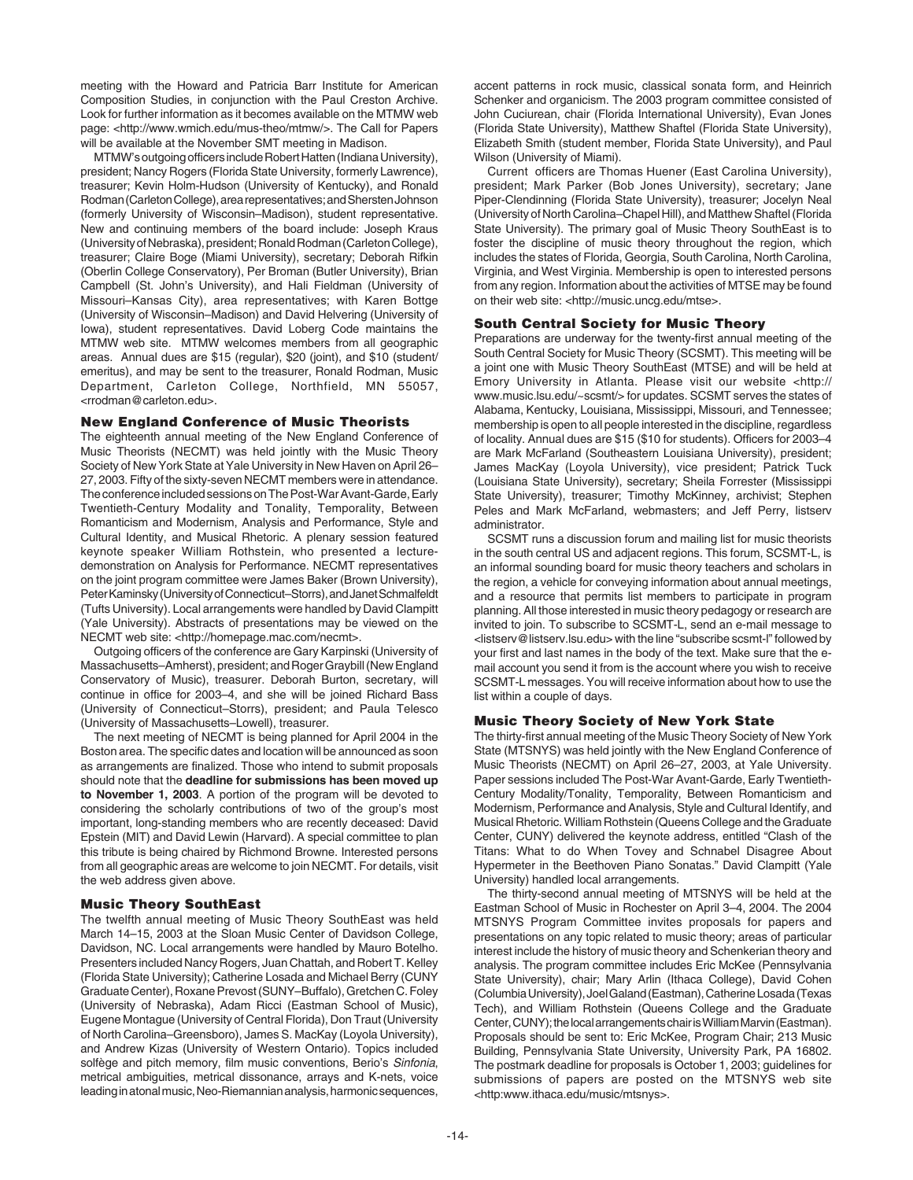meeting with the Howard and Patricia Barr Institute for American Composition Studies, in conjunction with the Paul Creston Archive. Look for further information as it becomes available on the MTMW web page: <http://www.wmich.edu/mus-theo/mtmw/>. The Call for Papers will be available at the November SMT meeting in Madison.

MTMW's outgoing officers include Robert Hatten (Indiana University), president; Nancy Rogers (Florida State University, formerly Lawrence), treasurer; Kevin Holm-Hudson (University of Kentucky), and Ronald Rodman (Carleton College), area representatives; and Shersten Johnson (formerly University of Wisconsin–Madison), student representative. New and continuing members of the board include: Joseph Kraus (University of Nebraska), president; Ronald Rodman (Carleton College), treasurer; Claire Boge (Miami University), secretary; Deborah Rifkin (Oberlin College Conservatory), Per Broman (Butler University), Brian Campbell (St. John's University), and Hali Fieldman (University of Missouri–Kansas City), area representatives; with Karen Bottge (University of Wisconsin–Madison) and David Helvering (University of Iowa), student representatives. David Loberg Code maintains the MTMW web site. MTMW welcomes members from all geographic areas. Annual dues are $15 (regular), $20 (joint), and $10 (student/emeritus), and may be sent to the treasurer, Ronald Rodman, Music Department, Carleton College, Northfield, MN 55057, <rrodman@carleton.edu>.

### New England Conference of Music Theorists

The eighteenth annual meeting of the New England Conference of Music Theorists (NECMT) was held jointly with the Music Theory Society of New York State at Yale University in New Haven on April 26–27, 2003. Fifty of the sixty-seven NECMT members were in attendance. The conference included sessions on The Post-War Avant-Garde, Early Twentieth-Century Modality and Tonality, Temporality, Between Romanticism and Modernism, Analysis and Performance, Style and Cultural Identity, and Musical Rhetoric. A plenary session featured keynote speaker William Rothstein, who presented a lecture-demonstration on Analysis for Performance. NECMT representatives on the joint program committee were James Baker (Brown University), Peter Kaminsky (University of Connecticut–Storrs), and Janet Schmalfeldt (Tufts University). Local arrangements were handled by David Clampitt (Yale University). Abstracts of presentations may be viewed on the NECMT web site: <http://homepage.mac.com/necmt>.

Outgoing officers of the conference are Gary Karpinski (University of Massachusetts–Amherst), president; and Roger Graybill (New England Conservatory of Music), treasurer. Deborah Burton, secretary, will continue in office for 2003–4, and she will be joined Richard Bass (University of Connecticut–Storrs), president; and Paula Telesco (University of Massachusetts–Lowell), treasurer.

The next meeting of NECMT is being planned for April 2004 in the Boston area. The specific dates and location will be announced as soon as arrangements are finalized. Those who intend to submit proposals should note that the **deadline for submissions has been moved up to November 1, 2003**. A portion of the program will be devoted to considering the scholarly contributions of two of the group's most important, long-standing members who are recently deceased: David Epstein (MIT) and David Lewin (Harvard). A special committee to plan this tribute is being chaired by Richmond Browne. Interested persons from all geographic areas are welcome to join NECMT. For details, visit the web address given above.

### Music Theory SouthEast

The twelfth annual meeting of Music Theory SouthEast was held March 14–15, 2003 at the Sloan Music Center of Davidson College, Davidson, NC. Local arrangements were handled by Mauro Botelho. Presenters included Nancy Rogers, Juan Chattah, and Robert T. Kelley (Florida State University); Catherine Losada and Michael Berry (CUNY Graduate Center), Roxane Prevost (SUNY–Buffalo), Gretchen C. Foley (University of Nebraska), Adam Ricci (Eastman School of Music), Eugene Montague (University of Central Florida), Don Traut (University of North Carolina–Greensboro), James S. MacKay (Loyola University), and Andrew Kizas (University of Western Ontario). Topics included solfège and pitch memory, film music conventions, Berio's *Sinfonia*, metrical ambiguities, metrical dissonance, arrays and K-nets, voice leading in atonal music, Neo-Riemannian analysis, harmonic sequences, accent patterns in rock music, classical sonata form, and Heinrich Schenker and organicism. The 2003 program committee consisted of John Cuciurean, chair (Florida International University), Evan Jones (Florida State University), Matthew Shaftel (Florida State University), Elizabeth Smith (student member, Florida State University), and Paul Wilson (University of Miami).

Current officers are Thomas Huener (East Carolina University), president; Mark Parker (Bob Jones University), secretary; Jane Piper-Clendinning (Florida State University), treasurer; Jocelyn Neal (University of North Carolina–Chapel Hill), and Matthew Shaftel (Florida State University). The primary goal of Music Theory SouthEast is to foster the discipline of music theory throughout the region, which includes the states of Florida, Georgia, South Carolina, North Carolina, Virginia, and West Virginia. Membership is open to interested persons from any region. Information about the activities of MTSE may be found on their web site: <http://music.uncg.edu/mtse>.

### South Central Society for Music Theory

Preparations are underway for the twenty-first annual meeting of the South Central Society for Music Theory (SCSMT). This meeting will be a joint one with Music Theory SouthEast (MTSE) and will be held at Emory University in Atlanta. Please visit our website <http://www.music.lsu.edu/~scsmt/> for updates. SCSMT serves the states of Alabama, Kentucky, Louisiana, Mississippi, Missouri, and Tennessee; membership is open to all people interested in the discipline, regardless of locality. Annual dues are $15 ($10 for students). Officers for 2003–4 are Mark McFarland (Southeastern Louisiana University), president; James MacKay (Loyola University), vice president; Patrick Tuck (Louisiana State University), secretary; Sheila Forrester (Mississippi State University), treasurer; Timothy McKinney, archivist; Stephen Peles and Mark McFarland, webmasters; and Jeff Perry, listserv administrator.

SCSMT runs a discussion forum and mailing list for music theorists in the south central US and adjacent regions. This forum, SCSMT-L, is an informal sounding board for music theory teachers and scholars in the region, a vehicle for conveying information about annual meetings, and a resource that permits list members to participate in program planning. All those interested in music theory pedagogy or research are invited to join. To subscribe to SCSMT-L, send an e-mail message to <listserv@listserv.lsu.edu> with the line "subscribe scsmt-l" followed by your first and last names in the body of the text. Make sure that the e-mail account you send it from is the account where you wish to receive SCSMT-L messages. You will receive information about how to use the list within a couple of days.

### Music Theory Society of New York State

The thirty-first annual meeting of the Music Theory Society of New York State (MTSNYS) was held jointly with the New England Conference of Music Theorists (NECMT) on April 26–27, 2003, at Yale University. Paper sessions included The Post-War Avant-Garde, Early Twentieth-Century Modality/Tonality, Temporality, Between Romanticism and Modernism, Performance and Analysis, Style and Cultural Identify, and Musical Rhetoric. William Rothstein (Queens College and the Graduate Center, CUNY) delivered the keynote address, entitled "Clash of the Titans: What to do When Tovey and Schnabel Disagree About Hypermeter in the Beethoven Piano Sonatas." David Clampitt (Yale University) handled local arrangements.

The thirty-second annual meeting of MTSNYS will be held at the Eastman School of Music in Rochester on April 3–4, 2004. The 2004 MTSNYS Program Committee invites proposals for papers and presentations on any topic related to music theory; areas of particular interest include the history of music theory and Schenkerian theory and analysis. The program committee includes Eric McKee (Pennsylvania State University), chair; Mary Arlin (Ithaca College), David Cohen (Columbia University), Joel Galand (Eastman), Catherine Losada (Texas Tech), and William Rothstein (Queens College and the Graduate Center, CUNY); the local arrangements chair is William Marvin (Eastman). Proposals should be sent to: Eric McKee, Program Chair; 213 Music Building, Pennsylvania State University, University Park, PA 16802. The postmark deadline for proposals is October 1, 2003; guidelines for submissions of papers are posted on the MTSNYS web site <http:www.ithaca.edu/music/mtsnys>.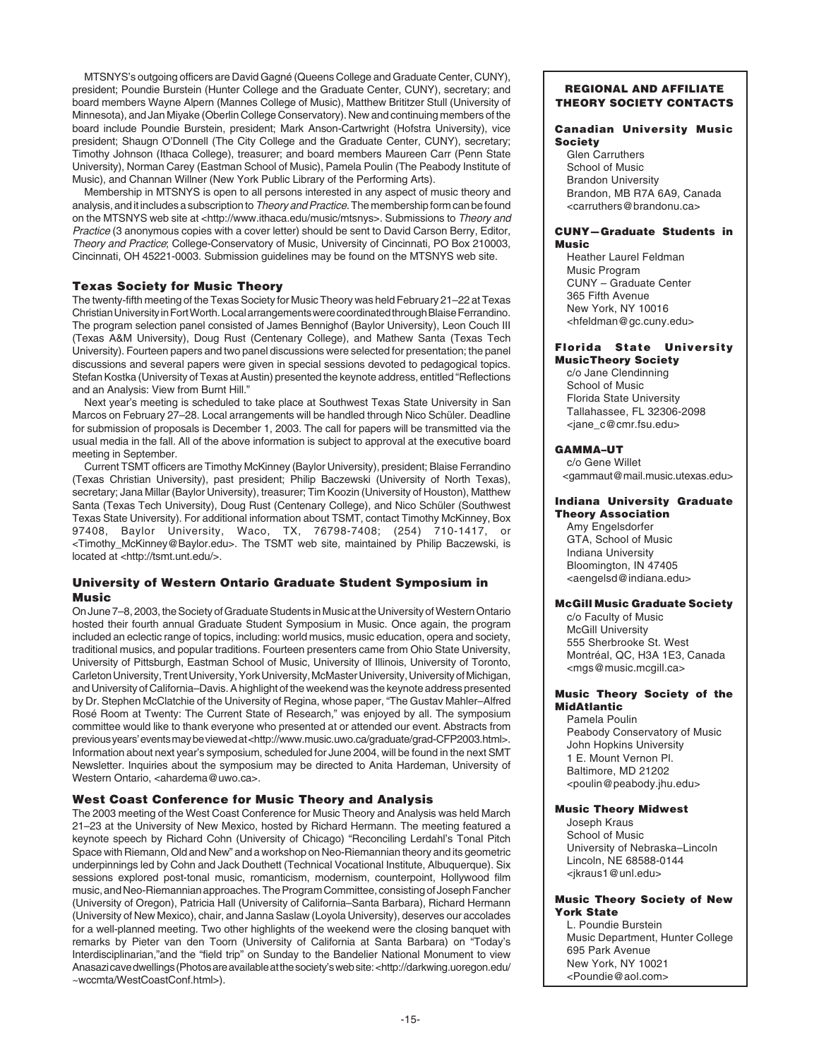MTSNYS's outgoing officers are David Gagné (Queens College and Graduate Center, CUNY), president; Poundie Burstein (Hunter College and the Graduate Center, CUNY), secretary; and board members Wayne Alpern (Mannes College of Music), Matthew Brititzer Stull (University of Minnesota), and Jan Miyake (Oberlin College Conservatory). New and continuing members of the board include Poundie Burstein, president; Mark Anson-Cartwright (Hofstra University), vice president; Shaugn O'Donnell (The City College and the Graduate Center, CUNY), secretary; Timothy Johnson (Ithaca College), treasurer; and board members Maureen Carr (Penn State University), Norman Carey (Eastman School of Music), Pamela Poulin (The Peabody Institute of Music), and Channan Willner (New York Public Library of the Performing Arts).

Membership in MTSNYS is open to all persons interested in any aspect of music theory and analysis, and it includes a subscription to *Theory and Practice*. The membership form can be found on the MTSNYS web site at <http://www.ithaca.edu/music/mtsnys>. Submissions to *Theory and Practice* (3 anonymous copies with a cover letter) should be sent to David Carson Berry, Editor, *Theory and Practice*; College-Conservatory of Music, University of Cincinnati, PO Box 210003, Cincinnati, OH 45221-0003. Submission guidelines may be found on the MTSNYS web site.

### Texas Society for Music Theory

The twenty-fifth meeting of the Texas Society for Music Theory was held February 21–22 at Texas Christian University in Fort Worth. Local arrangements were coordinated through Blaise Ferrandino. The program selection panel consisted of James Bennighof (Baylor University), Leon Couch III (Texas A&M University), Doug Rust (Centenary College), and Mathew Santa (Texas Tech University). Fourteen papers and two panel discussions were selected for presentation; the panel discussions and several papers were given in special sessions devoted to pedagogical topics. Stefan Kostka (University of Texas at Austin) presented the keynote address, entitled "Reflections and an Analysis: View from Burnt Hill."

Next year's meeting is scheduled to take place at Southwest Texas State University in San Marcos on February 27–28. Local arrangements will be handled through Nico Schüler. Deadline for submission of proposals is December 1, 2003. The call for papers will be transmitted via the usual media in the fall. All of the above information is subject to approval at the executive board meeting in September.

Current TSMT officers are Timothy McKinney (Baylor University), president; Blaise Ferrandino (Texas Christian University), past president; Philip Baczewski (University of North Texas), secretary; Jana Millar (Baylor University), treasurer; Tim Koozin (University of Houston), Matthew Santa (Texas Tech University), Doug Rust (Centenary College), and Nico Schüler (Southwest Texas State University). For additional information about TSMT, contact Timothy McKinney, Box 97408, Baylor University, Waco, TX, 76798-7408; (254) 710-1417, or <Timothy_McKinney@Baylor.edu>. The TSMT web site, maintained by Philip Baczewski, is located at <http://tsmt.unt.edu/>.

### University of Western Ontario Graduate Student Symposium in Music

On June 7–8, 2003, the Society of Graduate Students in Music at the University of Western Ontario hosted their fourth annual Graduate Student Symposium in Music. Once again, the program included an eclectic range of topics, including: world musics, music education, opera and society, traditional musics, and popular traditions. Fourteen presenters came from Ohio State University, University of Pittsburgh, Eastman School of Music, University of Illinois, University of Toronto, Carleton University, Trent University, York University, McMaster University, University of Michigan, and University of California–Davis. A highlight of the weekend was the keynote address presented by Dr. Stephen McClatchie of the University of Regina, whose paper, "The Gustav Mahler–Alfred Rosé Room at Twenty: The Current State of Research," was enjoyed by all. The symposium committee would like to thank everyone who presented at or attended our event. Abstracts from previous years' events may be viewed at <http://www.music.uwo.ca/graduate/grad-CFP2003.html>. Information about next year's symposium, scheduled for June 2004, will be found in the next SMT Newsletter. Inquiries about the symposium may be directed to Anita Hardeman, University of Western Ontario, <ahardema@uwo.ca>.

### West Coast Conference for Music Theory and Analysis

The 2003 meeting of the West Coast Conference for Music Theory and Analysis was held March 21–23 at the University of New Mexico, hosted by Richard Hermann. The meeting featured a keynote speech by Richard Cohn (University of Chicago) "Reconciling Lerdahl's Tonal Pitch Space with Riemann, Old and New" and a workshop on Neo-Riemannian theory and its geometric underpinnings led by Cohn and Jack Douthett (Technical Vocational Institute, Albuquerque). Six sessions explored post-tonal music, romanticism, modernism, counterpoint, Hollywood film music, and Neo-Riemannian approaches. The Program Committee, consisting of Joseph Fancher (University of Oregon), Patricia Hall (University of California–Santa Barbara), Richard Hermann (University of New Mexico), chair, and Janna Saslaw (Loyola University), deserves our accolades for a well-planned meeting. Two other highlights of the weekend were the closing banquet with remarks by Pieter van den Toorn (University of California at Santa Barbara) on "Today's Interdisciplinarian,"and the "field trip" on Sunday to the Bandelier National Monument to view Anasazi cave dwellings (Photos are available at the society's web site: <http://darkwing.uoregon.edu/~wccmta/WestCoastConf.html>).

## REGIONAL AND AFFILIATE THEORY SOCIETY CONTACTS

**Canadian University Music Society**
Glen Carruthers
School of Music
Brandon University
Brandon, MB R7A 6A9, Canada
<carruthers@brandonu.ca>

**CUNY—Graduate Students in Music**
Heather Laurel Feldman
Music Program
CUNY – Graduate Center
365 Fifth Avenue
New York, NY 10016
<hfeldman@gc.cuny.edu>

**Florida State University MusicTheory Society**
c/o Jane Clendinning
School of Music
Florida State University
Tallahassee, FL 32306-2098
<jane_c@cmr.fsu.edu>

**GAMMA–UT**
c/o Gene Willet
<gammaut@mail.music.utexas.edu>

**Indiana University Graduate Theory Association**
Amy Engelsdorfer
GTA, School of Music
Indiana University
Bloomington, IN 47405
<aengelsd@indiana.edu>

**McGill Music Graduate Society**
c/o Faculty of Music
McGill University
555 Sherbrooke St. West
Montréal, QC, H3A 1E3, Canada
<mgs@music.mcgill.ca>

**Music Theory Society of the MidAtlantic**
Pamela Poulin
Peabody Conservatory of Music
John Hopkins University
1 E. Mount Vernon Pl.
Baltimore, MD 21202
<poulin@peabody.jhu.edu>

**Music Theory Midwest**
Joseph Kraus
School of Music
University of Nebraska–Lincoln
Lincoln, NE 68588-0144
<jkraus1@unl.edu>

**Music Theory Society of New York State**
L. Poundie Burstein
Music Department, Hunter College
695 Park Avenue
New York, NY 10021
<Poundie@aol.com>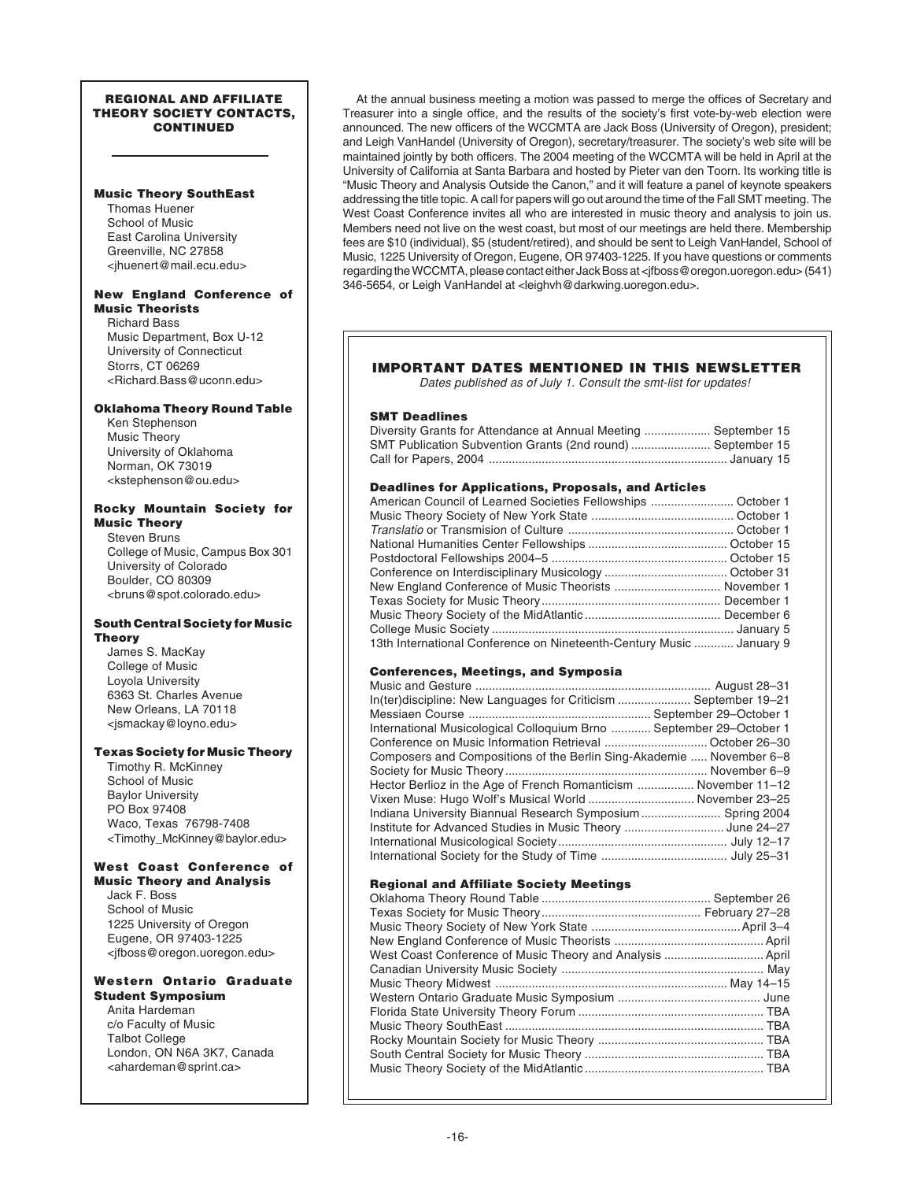## REGIONAL AND AFFILIATE THEORY SOCIETY CONTACTS, CONTINUED

**Music Theory SouthEast**
Thomas Huener
School of Music
East Carolina University
Greenville, NC 27858
<jhuenert@mail.ecu.edu>

**New England Conference of Music Theorists**
Richard Bass
Music Department, Box U-12
University of Connecticut
Storrs, CT 06269
<Richard.Bass@uconn.edu>

**Oklahoma Theory Round Table**
Ken Stephenson
Music Theory
University of Oklahoma
Norman, OK 73019
<kstephenson@ou.edu>

**Rocky Mountain Society for Music Theory**
Steven Bruns
College of Music, Campus Box 301
University of Colorado
Boulder, CO 80309
<bruns@spot.colorado.edu>

**South Central Society for Music Theory**
James S. MacKay
College of Music
Loyola University
6363 St. Charles Avenue
New Orleans, LA 70118
<jsmackay@loyno.edu>

**Texas Society for Music Theory**
Timothy R. McKinney
School of Music
Baylor University
PO Box 97408
Waco, Texas 76798-7408
<Timothy_McKinney@baylor.edu>

**West Coast Conference of Music Theory and Analysis**
Jack F. Boss
School of Music
1225 University of Oregon
Eugene, OR 97403-1225
<jfboss@oregon.uoregon.edu>

**Western Ontario Graduate Student Symposium**
Anita Hardeman
c/o Faculty of Music
Talbot College
London, ON N6A 3K7, Canada
<ahardeman@sprint.ca>

At the annual business meeting a motion was passed to merge the offices of Secretary and Treasurer into a single office, and the results of the society's first vote-by-web election were announced. The new officers of the WCCMTA are Jack Boss (University of Oregon), president; and Leigh VanHandel (University of Oregon), secretary/treasurer. The society's web site will be maintained jointly by both officers. The 2004 meeting of the WCCMTA will be held in April at the University of California at Santa Barbara and hosted by Pieter van den Toorn. Its working title is "Music Theory and Analysis Outside the Canon," and it will feature a panel of keynote speakers addressing the title topic. A call for papers will go out around the time of the Fall SMT meeting. The West Coast Conference invites all who are interested in music theory and analysis to join us. Members need not live on the west coast, but most of our meetings are held there. Membership fees are $10 (individual), $5 (student/retired), and should be sent to Leigh VanHandel, School of Music, 1225 University of Oregon, Eugene, OR 97403-1225. If you have questions or comments regarding the WCCMTA, please contact either Jack Boss at <jfboss@oregon.uoregon.edu> (541) 346-5654, or Leigh VanHandel at <leighvh@darkwing.uoregon.edu>.

## IMPORTANT DATES MENTIONED IN THIS NEWSLETTER

*Dates published as of July 1. Consult the smt-list for updates!*

**SMT Deadlines**

Diversity Grants for Attendance at Annual Meeting .................... September 15
SMT Publication Subvention Grants (2nd round) ........................ September 15
Call for Papers, 2004 ........................................................................ January 15

**Deadlines for Applications, Proposals, and Articles**

American Council of Learned Societies Fellowships ......................... October 1
Music Theory Society of New York State ........................................... October 1
*Translatio* or Transmision of Culture ................................................. October 1
National Humanities Center Fellowships .......................................... October 15
Postdoctoral Fellowships 2004–5 ..................................................... October 15
Conference on Interdisciplinary Musicology ..................................... October 31
New England Conference of Music Theorists ................................ November 1
Texas Society for Music Theory ....................................................... December 1
Music Theory Society of the MidAtlantic .......................................... December 6
College Music Society ......................................................................... January 5
13th International Conference on Nineteenth-Century Music ............ January 9

**Conferences, Meetings, and Symposia**

Music and Gesture ...................................................................... August 28–31
In(ter)discipline: New Languages for Criticism ...................... September 19–21
Messiaen Course ....................................................... September 29–October 1
International Musicological Colloquium Brno ............ September 29–October 1
Conference on Music Information Retrieval ............................... October 26–30
Composers and Compositions of the Berlin Sing-Akademie ..... November 6–8
Society for Music Theory ............................................................. November 6–9
Hector Berlioz in the Age of French Romanticism ................. November 11–12
Vixen Muse: Hugo Wolf's Musical World ................................ November 23–25
Indiana University Biannual Research Symposium ........................ Spring 2004
Institute for Advanced Studies in Music Theory ............................... June 24–27
International Musicological Society ..................................................... July 12–17
International Society for the Study of Time ........................................ July 25–31

**Regional and Affiliate Society Meetings**

Oklahoma Theory Round Table ................................................... September 26
Texas Society for Music Theory ................................................ February 27–28
Music Theory Society of New York State .............................................April 3–4
New England Conference of Music Theorists ............................................. April
West Coast Conference of Music Theory and Analysis .............................. April
Canadian University Music Society ............................................................. May
Music Theory Midwest ..................................................................... May 14–15
Western Ontario Graduate Music Symposium ........................................... June
Florida State University Theory Forum ........................................................ TBA
Music Theory SouthEast .............................................................................. TBA
Rocky Mountain Society for Music Theory .................................................. TBA
South Central Society for Music Theory ...................................................... TBA
Music Theory Society of the MidAtlantic ...................................................... TBA